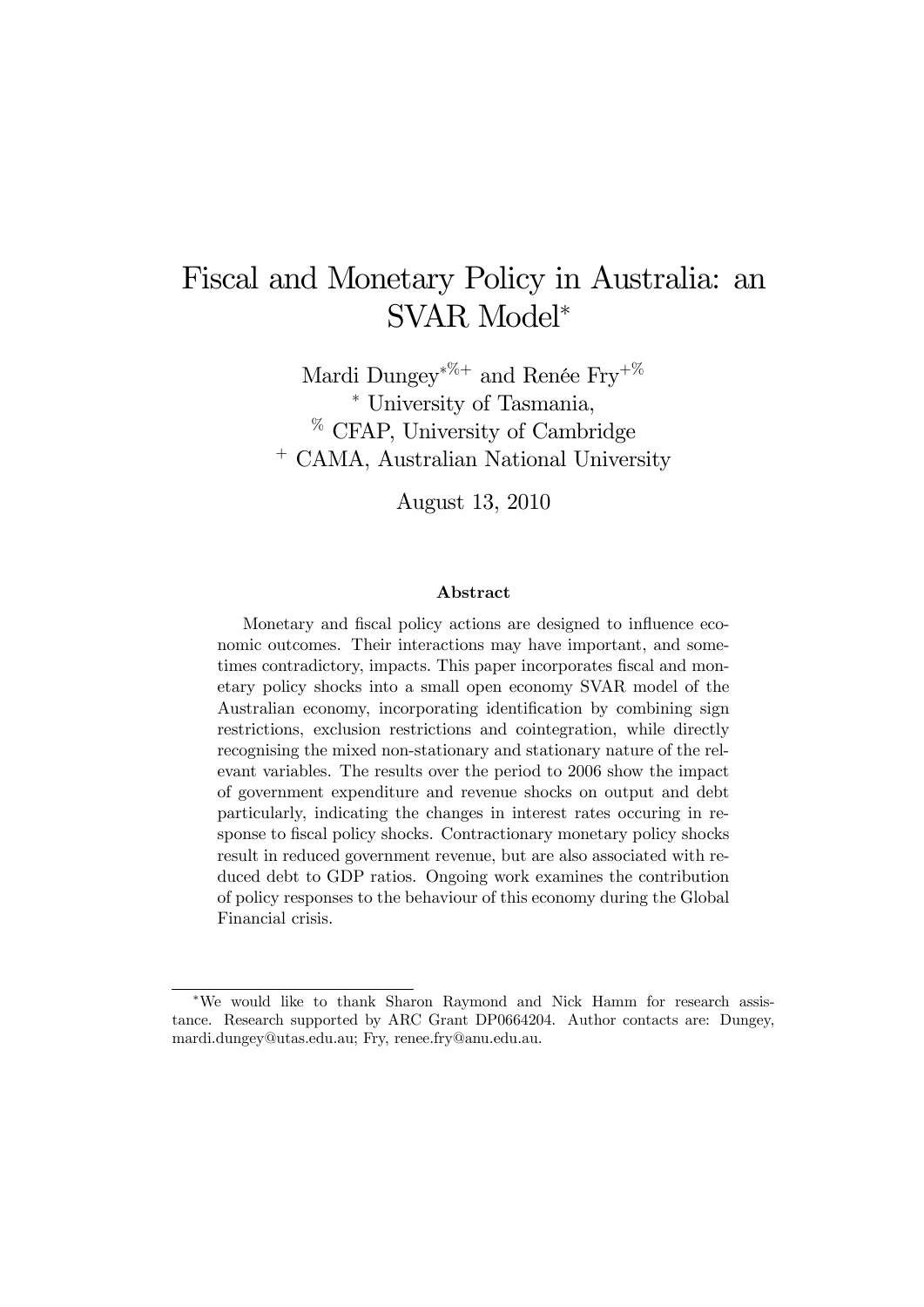# Fiscal and Monetary Policy in Australia: an SVAR Model[*]

Mardi Dungey[*%+] and Renée Fry[+%]

[*] University of Tasmania,

[%] CFAP, University of Cambridge

[+] CAMA, Australian National University

August 13, 2010

## Abstract

Monetary and fiscal policy actions are designed to influence economic outcomes. Their interactions may have important, and sometimes contradictory, impacts. This paper incorporates fiscal and monetary policy shocks into a small open economy SVAR model of the Australian economy, incorporating identification by combining sign restrictions, exclusion restrictions and cointegration, while directly recognising the mixed non-stationary and stationary nature of the relevant variables. The results over the period to 2006 show the impact of government expenditure and revenue shocks on output and debt particularly, indicating the changes in interest rates occuring in response to fiscal policy shocks. Contractionary monetary policy shocks result in reduced government revenue, but are also associated with reduced debt to GDP ratios. Ongoing work examines the contribution of policy responses to the behaviour of this economy during the Global Financial crisis.

---

[*]We would like to thank Sharon Raymond and Nick Hamm for research assistance. Research supported by ARC Grant DP0664204. Author contacts are: Dungey, mardi.dungey@utas.edu.au; Fry, renee.fry@anu.edu.au.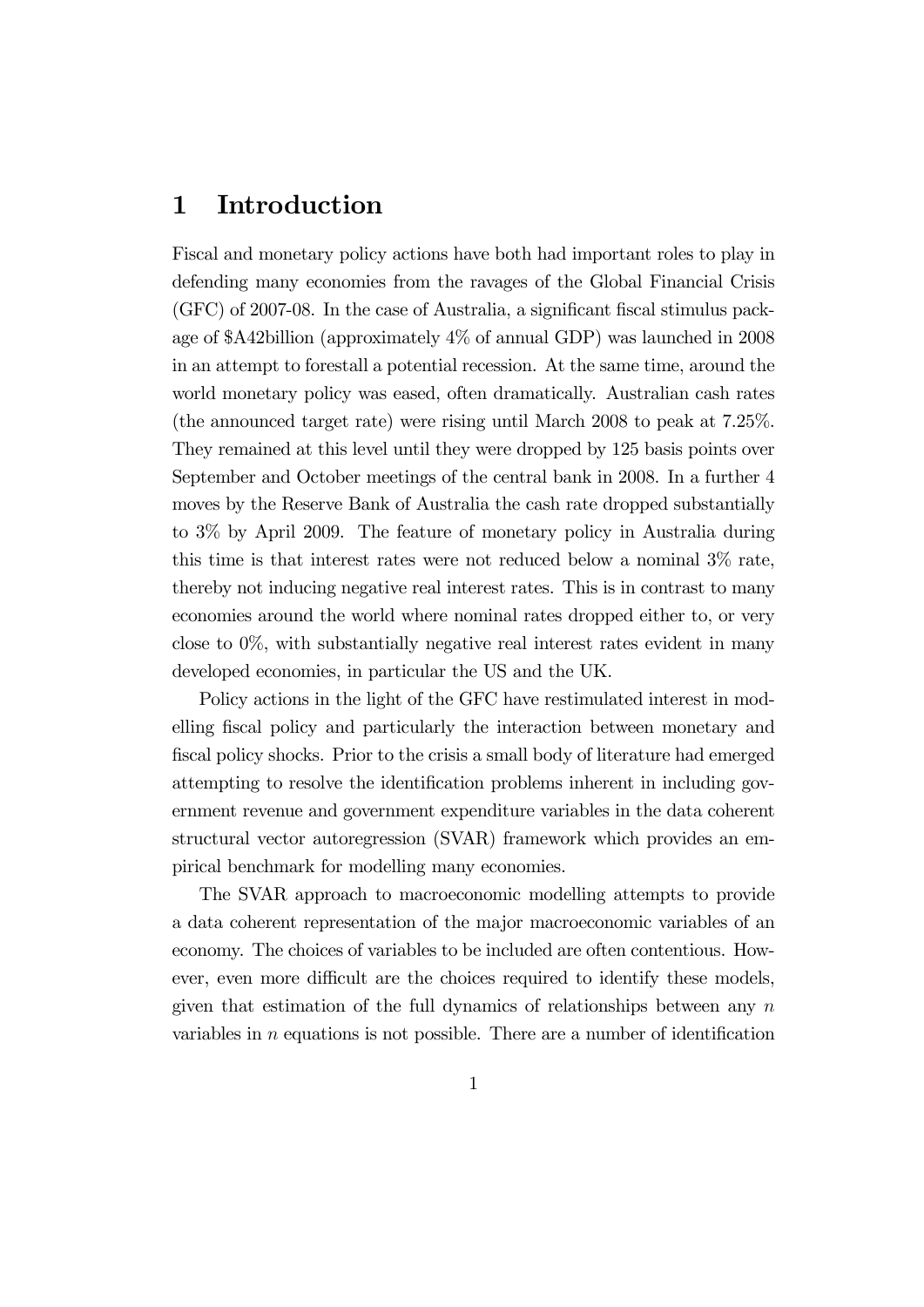# 1 Introduction

Fiscal and monetary policy actions have both had important roles to play in defending many economies from the ravages of the Global Financial Crisis (GFC) of 2007-08. In the case of Australia, a significant fiscal stimulus package of $A42billion (approximately 4% of annual GDP) was launched in 2008 in an attempt to forestall a potential recession. At the same time, around the world monetary policy was eased, often dramatically. Australian cash rates (the announced target rate) were rising until March 2008 to peak at 7.25%. They remained at this level until they were dropped by 125 basis points over September and October meetings of the central bank in 2008. In a further 4 moves by the Reserve Bank of Australia the cash rate dropped substantially to 3% by April 2009. The feature of monetary policy in Australia during this time is that interest rates were not reduced below a nominal 3% rate, thereby not inducing negative real interest rates. This is in contrast to many economies around the world where nominal rates dropped either to, or very close to 0%, with substantially negative real interest rates evident in many developed economies, in particular the US and the UK.

Policy actions in the light of the GFC have restimulated interest in modelling fiscal policy and particularly the interaction between monetary and fiscal policy shocks. Prior to the crisis a small body of literature had emerged attempting to resolve the identification problems inherent in including government revenue and government expenditure variables in the data coherent structural vector autoregression (SVAR) framework which provides an empirical benchmark for modelling many economies.

The SVAR approach to macroeconomic modelling attempts to provide a data coherent representation of the major macroeconomic variables of an economy. The choices of variables to be included are often contentious. However, even more difficult are the choices required to identify these models, given that estimation of the full dynamics of relationships between any $n$ variables in $n$ equations is not possible. There are a number of identification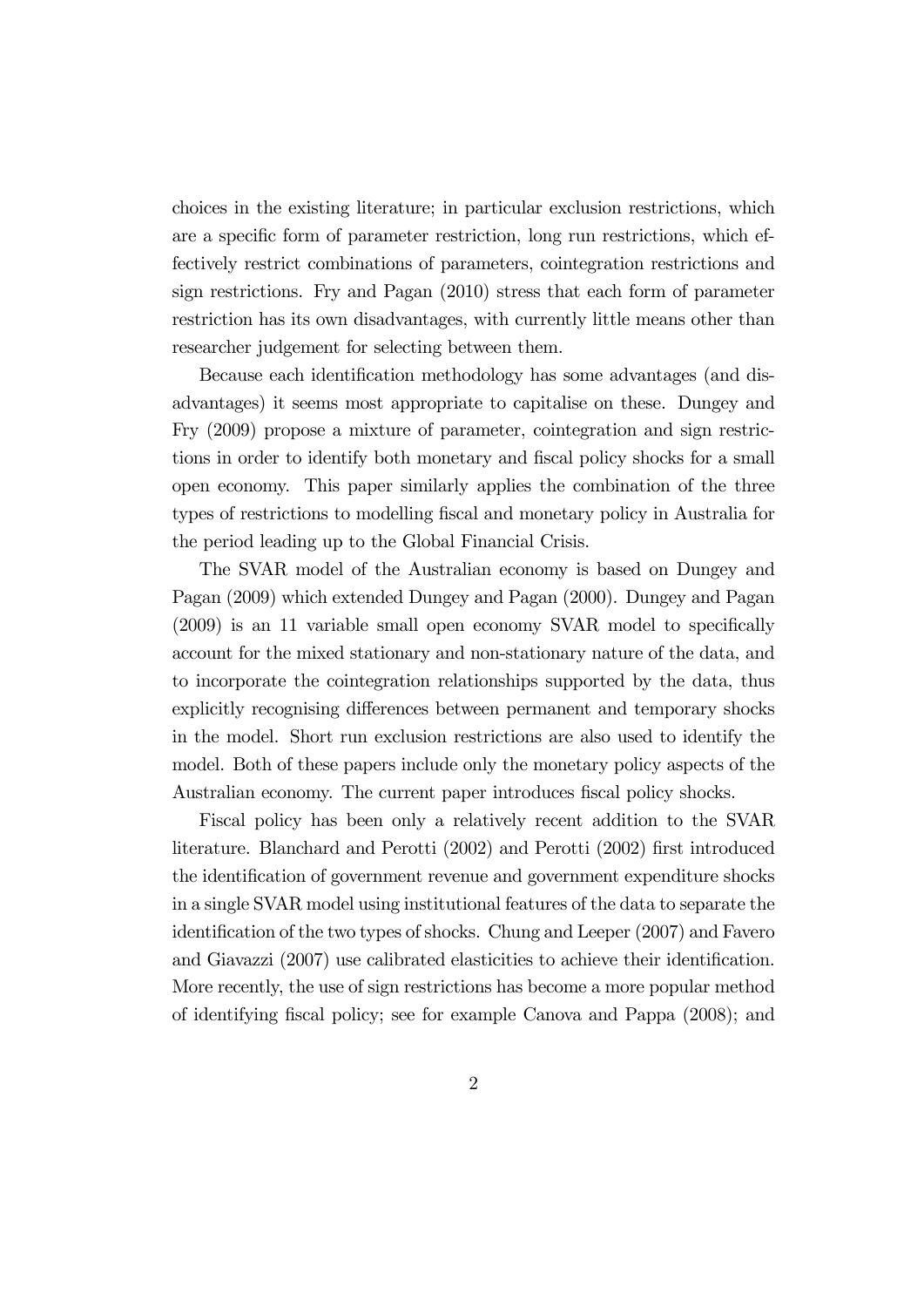choices in the existing literature; in particular exclusion restrictions, which are a specific form of parameter restriction, long run restrictions, which effectively restrict combinations of parameters, cointegration restrictions and sign restrictions. Fry and Pagan (2010) stress that each form of parameter restriction has its own disadvantages, with currently little means other than researcher judgement for selecting between them.

Because each identification methodology has some advantages (and disadvantages) it seems most appropriate to capitalise on these. Dungey and Fry (2009) propose a mixture of parameter, cointegration and sign restrictions in order to identify both monetary and fiscal policy shocks for a small open economy. This paper similarly applies the combination of the three types of restrictions to modelling fiscal and monetary policy in Australia for the period leading up to the Global Financial Crisis.

The SVAR model of the Australian economy is based on Dungey and Pagan (2009) which extended Dungey and Pagan (2000). Dungey and Pagan (2009) is an 11 variable small open economy SVAR model to specifically account for the mixed stationary and non-stationary nature of the data, and to incorporate the cointegration relationships supported by the data, thus explicitly recognising differences between permanent and temporary shocks in the model. Short run exclusion restrictions are also used to identify the model. Both of these papers include only the monetary policy aspects of the Australian economy. The current paper introduces fiscal policy shocks.

Fiscal policy has been only a relatively recent addition to the SVAR literature. Blanchard and Perotti (2002) and Perotti (2002) first introduced the identification of government revenue and government expenditure shocks in a single SVAR model using institutional features of the data to separate the identification of the two types of shocks. Chung and Leeper (2007) and Favero and Giavazzi (2007) use calibrated elasticities to achieve their identification. More recently, the use of sign restrictions has become a more popular method of identifying fiscal policy; see for example Canova and Pappa (2008); and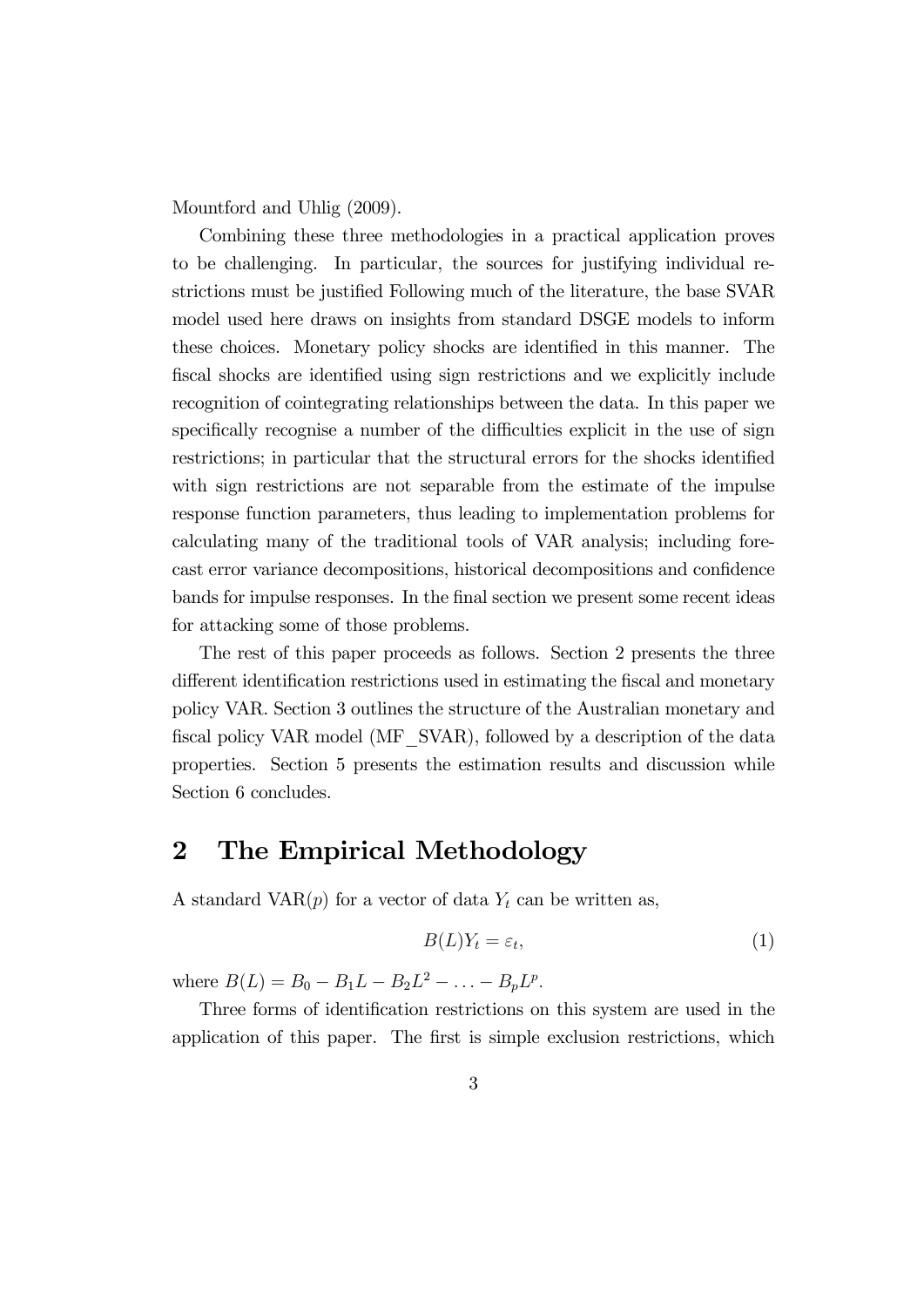Mountford and Uhlig (2009).

Combining these three methodologies in a practical application proves to be challenging. In particular, the sources for justifying individual restrictions must be justified Following much of the literature, the base SVAR model used here draws on insights from standard DSGE models to inform these choices. Monetary policy shocks are identified in this manner. The fiscal shocks are identified using sign restrictions and we explicitly include recognition of cointegrating relationships between the data. In this paper we specifically recognise a number of the difficulties explicit in the use of sign restrictions; in particular that the structural errors for the shocks identified with sign restrictions are not separable from the estimate of the impulse response function parameters, thus leading to implementation problems for calculating many of the traditional tools of VAR analysis; including forecast error variance decompositions, historical decompositions and confidence bands for impulse responses. In the final section we present some recent ideas for attacking some of those problems.

The rest of this paper proceeds as follows. Section 2 presents the three different identification restrictions used in estimating the fiscal and monetary policy VAR. Section 3 outlines the structure of the Australian monetary and fiscal policy VAR model (MF_SVAR), followed by a description of the data properties. Section 5 presents the estimation results and discussion while Section 6 concludes.

## 2 The Empirical Methodology

A standard VAR($p$) for a vector of data $Y_t$ can be written as,

$$B(L)Y_t = \varepsilon_t, \tag{1}$$

where $B(L) = B_0 - B_1 L - B_2 L^2 - \ldots - B_p L^p$.

Three forms of identification restrictions on this system are used in the application of this paper. The first is simple exclusion restrictions, which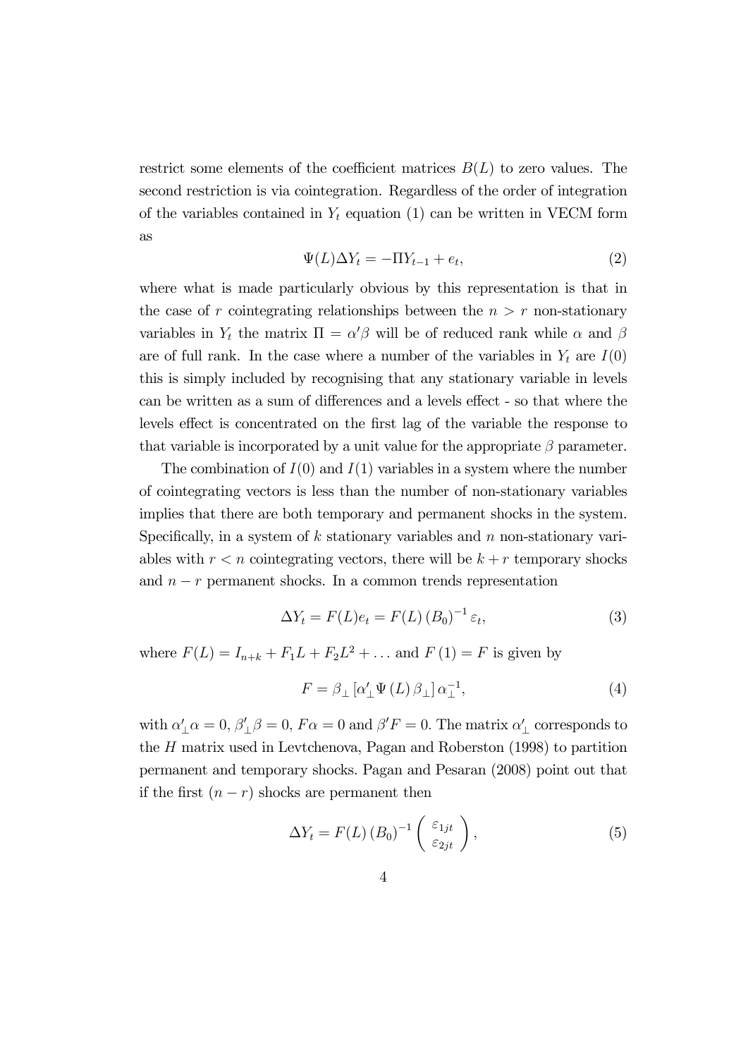restrict some elements of the coefficient matrices $B(L)$ to zero values. The second restriction is via cointegration. Regardless of the order of integration of the variables contained in $Y_t$ equation (1) can be written in VECM form as

$$\Psi(L)\Delta Y_t = -\Pi Y_{t-1} + e_t, \tag{2}$$

where what is made particularly obvious by this representation is that in the case of $r$ cointegrating relationships between the $n > r$ non-stationary variables in $Y_t$ the matrix $\Pi = \alpha'\beta$ will be of reduced rank while $\alpha$ and $\beta$ are of full rank. In the case where a number of the variables in $Y_t$ are $I(0)$ this is simply included by recognising that any stationary variable in levels can be written as a sum of differences and a levels effect - so that where the levels effect is concentrated on the first lag of the variable the response to that variable is incorporated by a unit value for the appropriate $\beta$ parameter.

The combination of $I(0)$ and $I(1)$ variables in a system where the number of cointegrating vectors is less than the number of non-stationary variables implies that there are both temporary and permanent shocks in the system. Specifically, in a system of $k$ stationary variables and $n$ non-stationary variables with $r < n$ cointegrating vectors, there will be $k + r$ temporary shocks and $n - r$ permanent shocks. In a common trends representation

$$\Delta Y_t = F(L)e_t = F(L)\left(B_0\right)^{-1}\varepsilon_t, \tag{3}$$

where $F(L) = I_{n+k} + F_1 L + F_2 L^2 + \ldots$ and $F(1) = F$ is given by

$$F = \beta_{\perp}\left[\alpha'_{\perp}\Psi(L)\beta_{\perp}\right]\alpha_{\perp}^{-1}, \tag{4}$$

with $\alpha'_{\perp}\alpha = 0$, $\beta'_{\perp}\beta = 0$, $F\alpha = 0$ and $\beta' F = 0$. The matrix $\alpha'_{\perp}$ corresponds to the $H$ matrix used in Levtchenova, Pagan and Roberston (1998) to partition permanent and temporary shocks. Pagan and Pesaran (2008) point out that if the first $(n - r)$ shocks are permanent then

$$\Delta Y_t = F(L)\left(B_0\right)^{-1}\begin{pmatrix} \varepsilon_{1jt} \\ \varepsilon_{2jt} \end{pmatrix}, \tag{5}$$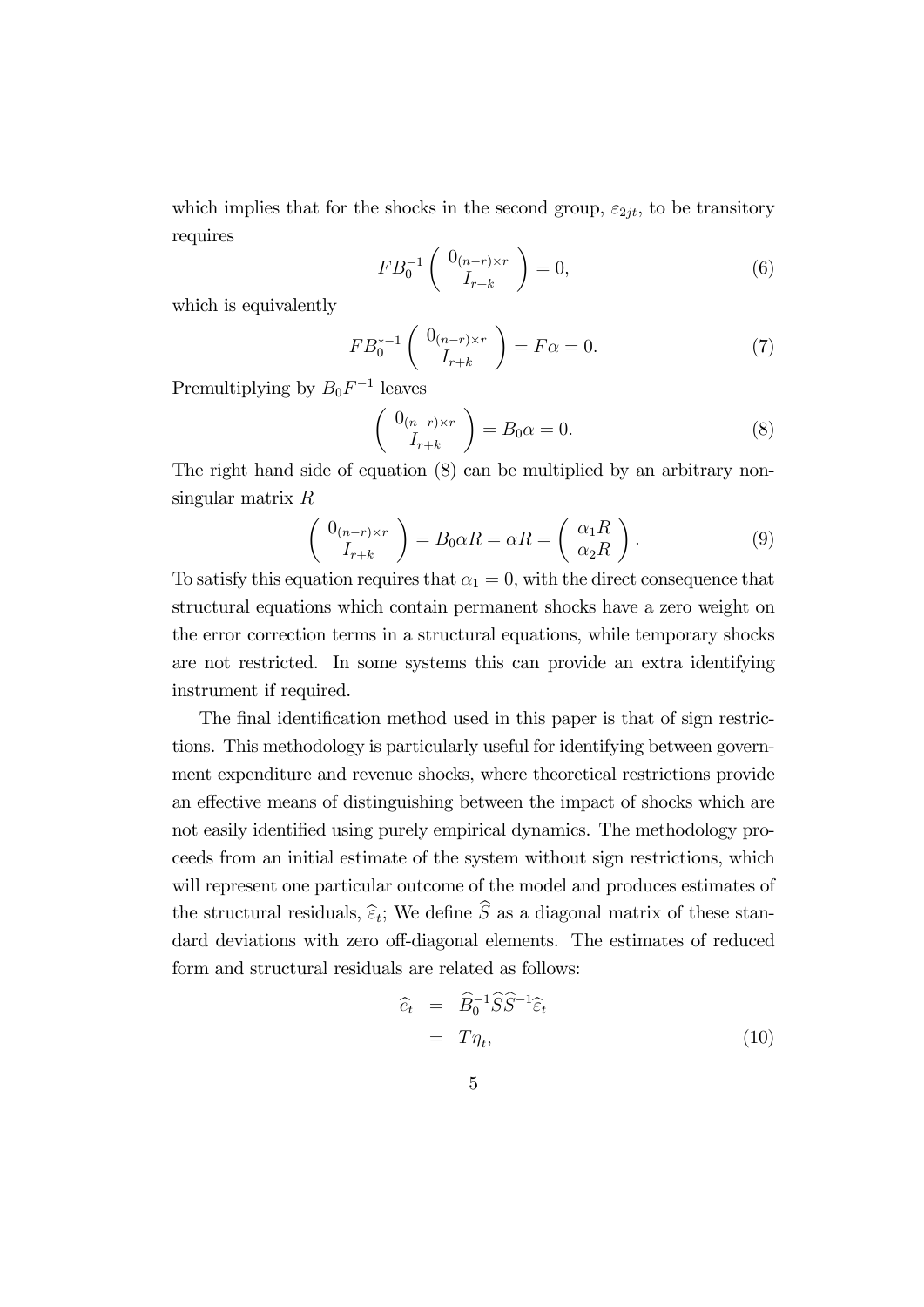which implies that for the shocks in the second group, $\varepsilon_{2jt}$, to be transitory requires

$$F B_0^{-1} \begin{pmatrix} 0_{(n-r)\times r} \\ I_{r+k} \end{pmatrix} = 0, \tag{6}$$

which is equivalently

$$F B_0^{*-1} \begin{pmatrix} 0_{(n-r)\times r} \\ I_{r+k} \end{pmatrix} = F\alpha = 0. \tag{7}$$

Premultiplying by $B_0 F^{-1}$ leaves

$$\begin{pmatrix} 0_{(n-r)\times r} \\ I_{r+k} \end{pmatrix} = B_0 \alpha = 0. \tag{8}$$

The right hand side of equation (8) can be multiplied by an arbitrary non-singular matrix $R$

$$\begin{pmatrix} 0_{(n-r)\times r} \\ I_{r+k} \end{pmatrix} = B_0 \alpha R = \alpha R = \begin{pmatrix} \alpha_1 R \\ \alpha_2 R \end{pmatrix}. \tag{9}$$

To satisfy this equation requires that $\alpha_1 = 0$, with the direct consequence that structural equations which contain permanent shocks have a zero weight on the error correction terms in a structural equations, while temporary shocks are not restricted. In some systems this can provide an extra identifying instrument if required.

The final identification method used in this paper is that of sign restrictions. This methodology is particularly useful for identifying between government expenditure and revenue shocks, where theoretical restrictions provide an effective means of distinguishing between the impact of shocks which are not easily identified using purely empirical dynamics. The methodology proceeds from an initial estimate of the system without sign restrictions, which will represent one particular outcome of the model and produces estimates of the structural residuals, $\widehat{\varepsilon}_t$; We define $\widehat{S}$ as a diagonal matrix of these standard deviations with zero off-diagonal elements. The estimates of reduced form and structural residuals are related as follows:

$$\begin{aligned} \widehat{e}_t &= \widehat{B}_0^{-1} \widehat{S} \widehat{S}^{-1} \widehat{\varepsilon}_t \\ &= T \eta_t, \end{aligned} \tag{10}$$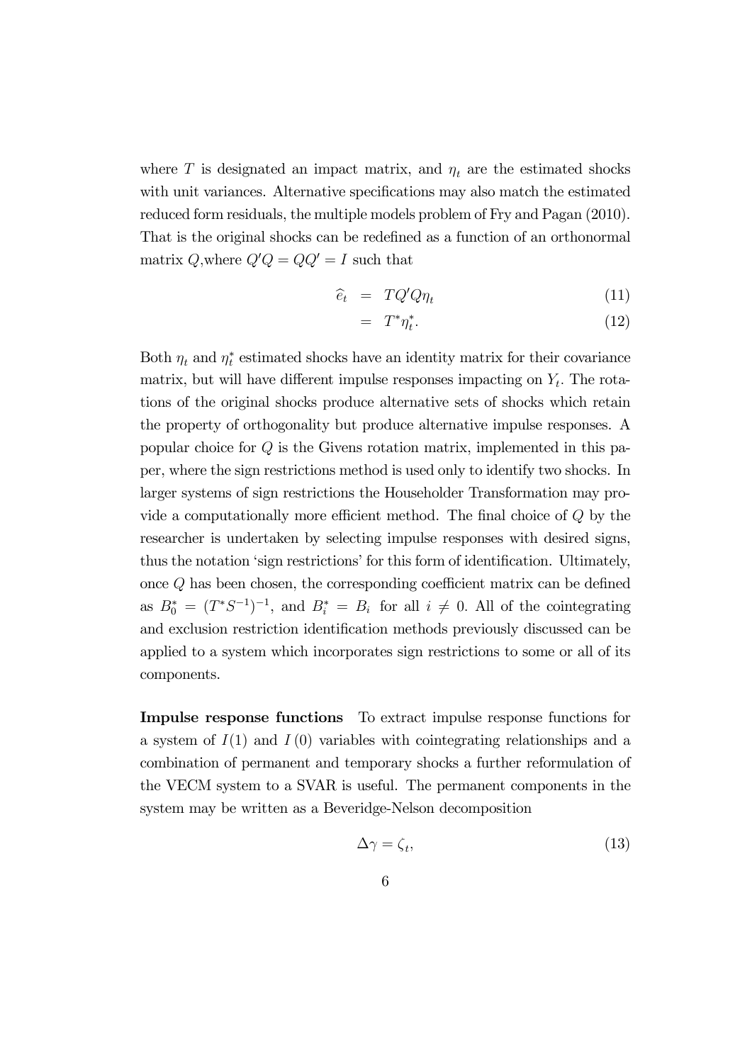where $T$ is designated an impact matrix, and $\eta_t$ are the estimated shocks with unit variances. Alternative specifications may also match the estimated reduced form residuals, the multiple models problem of Fry and Pagan (2010). That is the original shocks can be redefined as a function of an orthonormal matrix $Q$,where $Q'Q = QQ' = I$ such that

$$
\begin{aligned}
\widehat{e}_t &= TQ'Q\eta_t & (11) \\
&= T^*\eta_t^*. & (12)
\end{aligned}
$$

Both $\eta_t$ and $\eta_t^*$ estimated shocks have an identity matrix for their covariance matrix, but will have different impulse responses impacting on $Y_t$. The rotations of the original shocks produce alternative sets of shocks which retain the property of orthogonality but produce alternative impulse responses. A popular choice for $Q$ is the Givens rotation matrix, implemented in this paper, where the sign restrictions method is used only to identify two shocks. In larger systems of sign restrictions the Householder Transformation may provide a computationally more efficient method. The final choice of $Q$ by the researcher is undertaken by selecting impulse responses with desired signs, thus the notation 'sign restrictions' for this form of identification. Ultimately, once $Q$ has been chosen, the corresponding coefficient matrix can be defined as $B_0^* = (T^*S^{-1})^{-1}$, and $B_i^* = B_i$ for all $i \neq 0$. All of the cointegrating and exclusion restriction identification methods previously discussed can be applied to a system which incorporates sign restrictions to some or all of its components.

**Impulse response functions** To extract impulse response functions for a system of $I(1)$ and $I(0)$ variables with cointegrating relationships and a combination of permanent and temporary shocks a further reformulation of the VECM system to a SVAR is useful. The permanent components in the system may be written as a Beveridge-Nelson decomposition

$$
\Delta\gamma = \zeta_t, \tag{13}
$$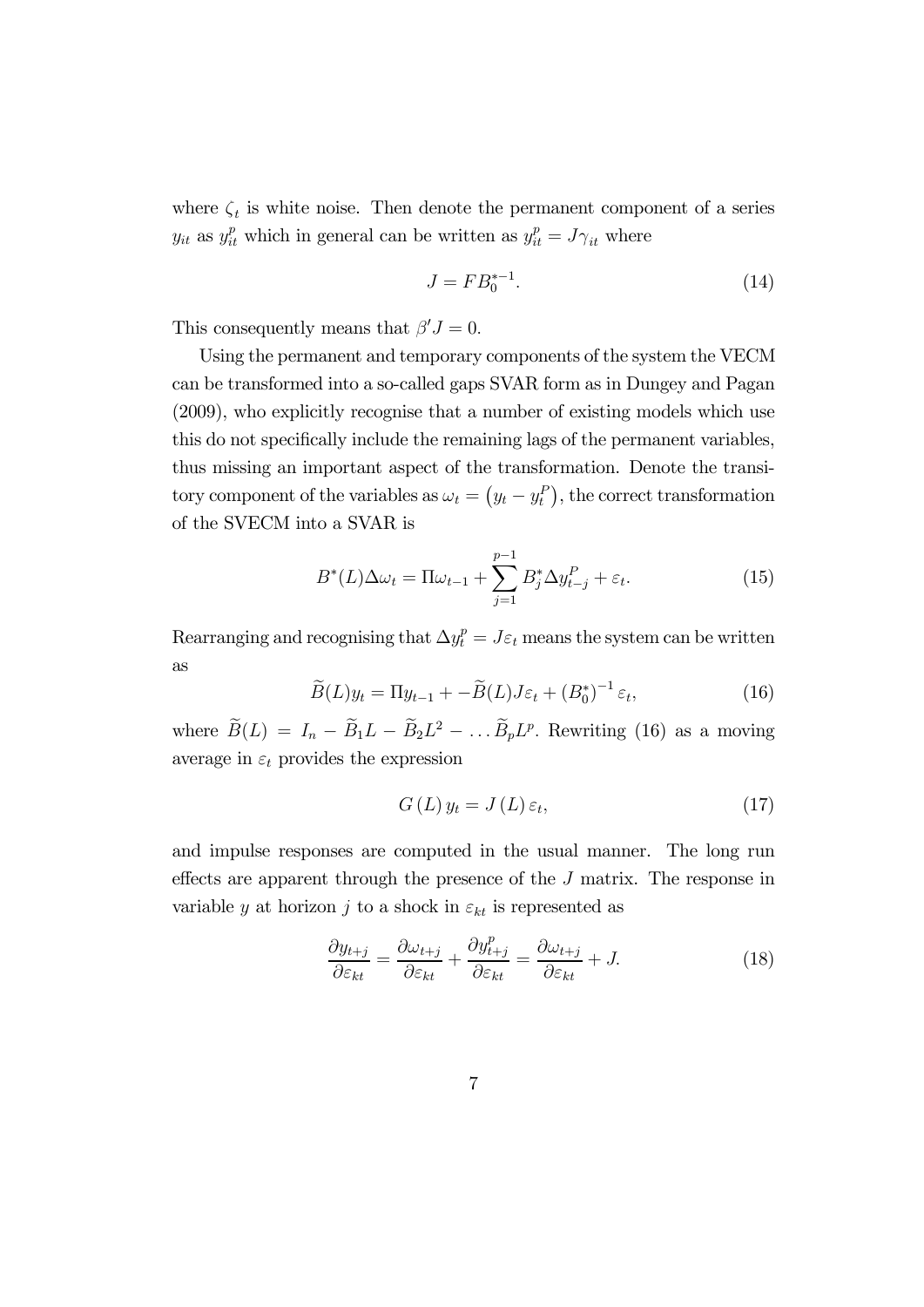where $\zeta_t$ is white noise. Then denote the permanent component of a series $y_{it}$ as $y_{it}^p$ which in general can be written as $y_{it}^p = J\gamma_{it}$ where

$$J = FB_0^{*-1}. \tag{14}$$

This consequently means that $\beta' J = 0$.

Using the permanent and temporary components of the system the VECM can be transformed into a so-called gaps SVAR form as in Dungey and Pagan (2009), who explicitly recognise that a number of existing models which use this do not specifically include the remaining lags of the permanent variables, thus missing an important aspect of the transformation. Denote the transitory component of the variables as $\omega_t = \left(y_t - y_t^P\right)$, the correct transformation of the SVECM into a SVAR is

$$B^*(L)\Delta\omega_t = \Pi\omega_{t-1} + \sum_{j=1}^{p-1} B_j^* \Delta y_{t-j}^P + \varepsilon_t. \tag{15}$$

Rearranging and recognising that $\Delta y_t^p = J\varepsilon_t$ means the system can be written as

$$\widetilde{B}(L)y_t = \Pi y_{t-1} + -\widetilde{B}(L)J\varepsilon_t + \left(B_0^*\right)^{-1}\varepsilon_t, \tag{16}$$

where $\widetilde{B}(L) = I_n - \widetilde{B}_1 L - \widetilde{B}_2 L^2 - \ldots \widetilde{B}_p L^p$. Rewriting (16) as a moving average in $\varepsilon_t$ provides the expression

$$G\left(L\right)y_t = J\left(L\right)\varepsilon_t, \tag{17}$$

and impulse responses are computed in the usual manner. The long run effects are apparent through the presence of the $J$ matrix. The response in variable $y$ at horizon $j$ to a shock in $\varepsilon_{kt}$ is represented as

$$\frac{\partial y_{t+j}}{\partial \varepsilon_{kt}} = \frac{\partial \omega_{t+j}}{\partial \varepsilon_{kt}} + \frac{\partial y_{t+j}^p}{\partial \varepsilon_{kt}} = \frac{\partial \omega_{t+j}}{\partial \varepsilon_{kt}} + J. \tag{18}$$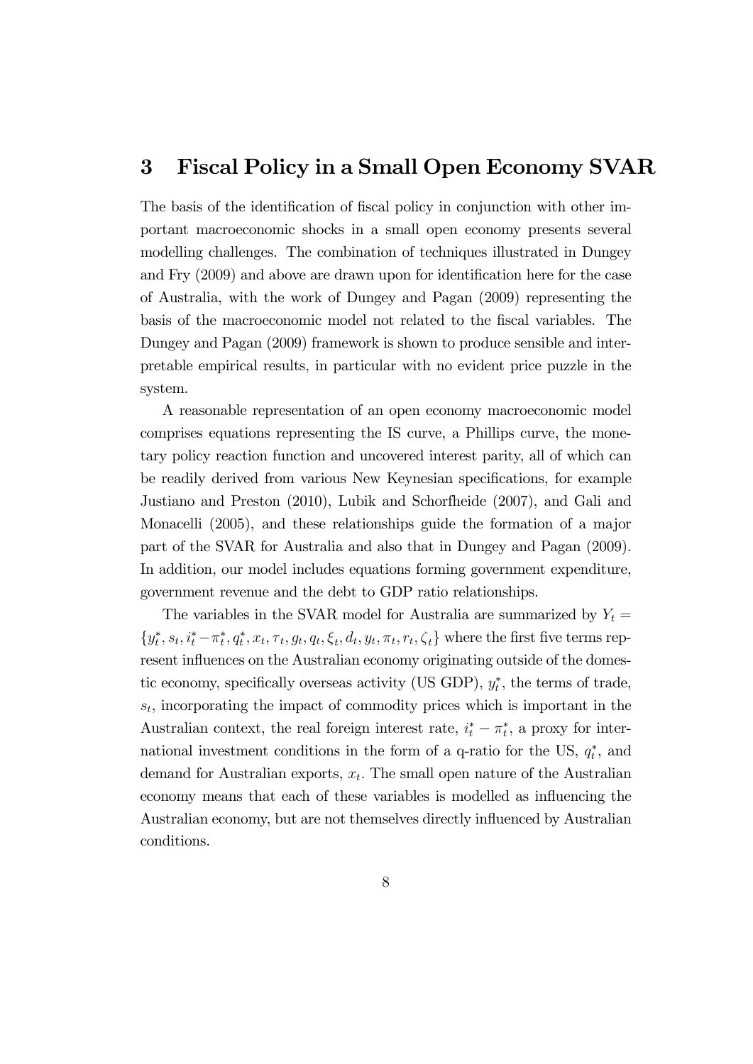## 3 Fiscal Policy in a Small Open Economy SVAR

The basis of the identification of fiscal policy in conjunction with other important macroeconomic shocks in a small open economy presents several modelling challenges. The combination of techniques illustrated in Dungey and Fry (2009) and above are drawn upon for identification here for the case of Australia, with the work of Dungey and Pagan (2009) representing the basis of the macroeconomic model not related to the fiscal variables. The Dungey and Pagan (2009) framework is shown to produce sensible and interpretable empirical results, in particular with no evident price puzzle in the system.

A reasonable representation of an open economy macroeconomic model comprises equations representing the IS curve, a Phillips curve, the monetary policy reaction function and uncovered interest parity, all of which can be readily derived from various New Keynesian specifications, for example Justiano and Preston (2010), Lubik and Schorfheide (2007), and Gali and Monacelli (2005), and these relationships guide the formation of a major part of the SVAR for Australia and also that in Dungey and Pagan (2009). In addition, our model includes equations forming government expenditure, government revenue and the debt to GDP ratio relationships.

The variables in the SVAR model for Australia are summarized by $Y_t = \{y_t^*, s_t, i_t^* - \pi_t^*, q_t^*, x_t, \tau_t, g_t, q_t, \xi_t, d_t, y_t, \pi_t, r_t, \zeta_t\}$ where the first five terms represent influences on the Australian economy originating outside of the domestic economy, specifically overseas activity (US GDP), $y_t^*$, the terms of trade, $s_t$, incorporating the impact of commodity prices which is important in the Australian context, the real foreign interest rate, $i_t^* - \pi_t^*$, a proxy for international investment conditions in the form of a q-ratio for the US, $q_t^*$, and demand for Australian exports, $x_t$. The small open nature of the Australian economy means that each of these variables is modelled as influencing the Australian economy, but are not themselves directly influenced by Australian conditions.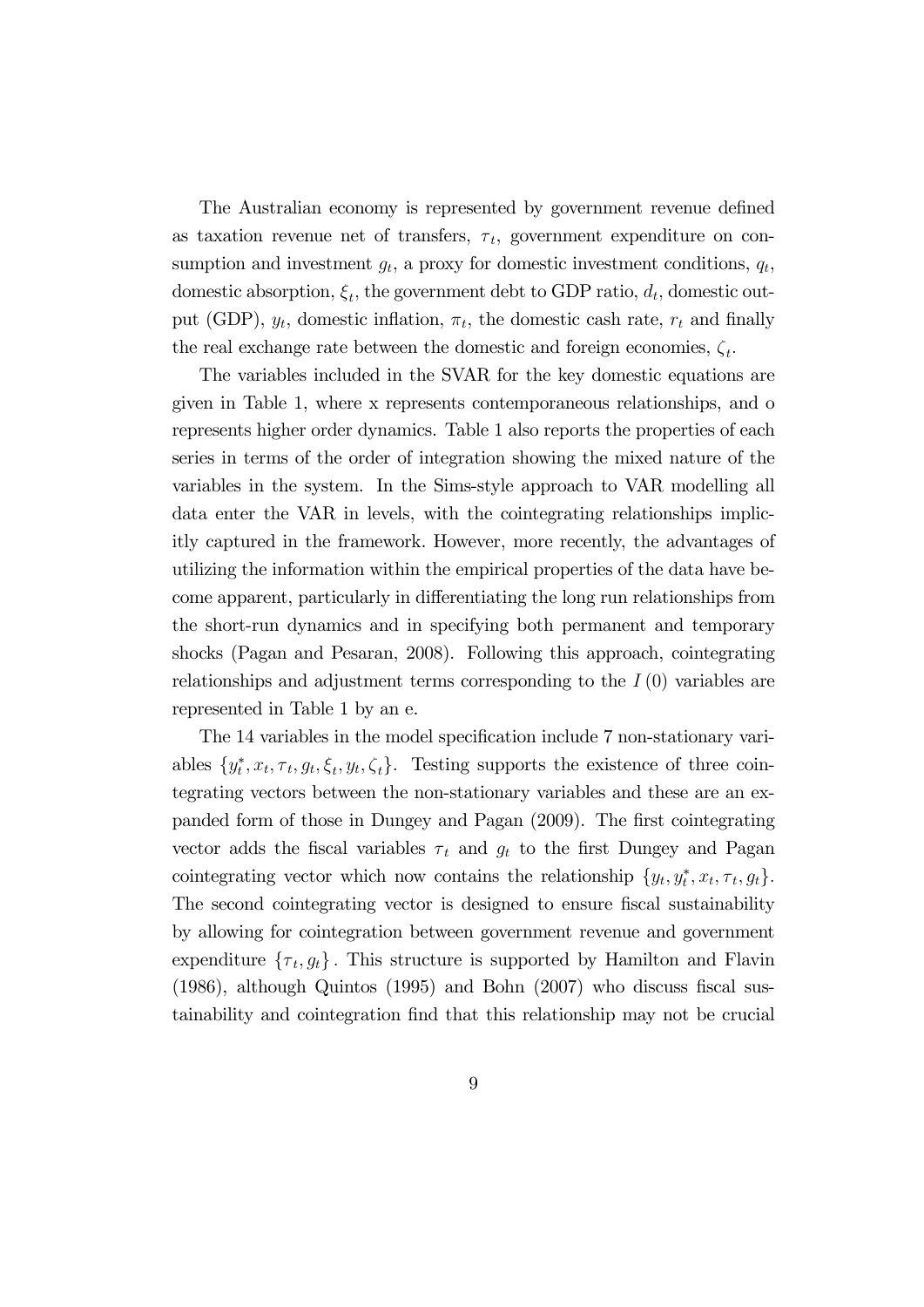The Australian economy is represented by government revenue defined as taxation revenue net of transfers, $\tau_t$, government expenditure on consumption and investment $g_t$, a proxy for domestic investment conditions, $q_t$, domestic absorption, $\xi_t$, the government debt to GDP ratio, $d_t$, domestic output (GDP), $y_t$, domestic inflation, $\pi_t$, the domestic cash rate, $r_t$ and finally the real exchange rate between the domestic and foreign economies, $\zeta_t$.

The variables included in the SVAR for the key domestic equations are given in Table 1, where x represents contemporaneous relationships, and o represents higher order dynamics. Table 1 also reports the properties of each series in terms of the order of integration showing the mixed nature of the variables in the system. In the Sims-style approach to VAR modelling all data enter the VAR in levels, with the cointegrating relationships implicitly captured in the framework. However, more recently, the advantages of utilizing the information within the empirical properties of the data have become apparent, particularly in differentiating the long run relationships from the short-run dynamics and in specifying both permanent and temporary shocks (Pagan and Pesaran, 2008). Following this approach, cointegrating relationships and adjustment terms corresponding to the $I(0)$ variables are represented in Table 1 by an e.

The 14 variables in the model specification include 7 non-stationary variables $\{y_t^*, x_t, \tau_t, g_t, \xi_t, y_t, \zeta_t\}$. Testing supports the existence of three cointegrating vectors between the non-stationary variables and these are an expanded form of those in Dungey and Pagan (2009). The first cointegrating vector adds the fiscal variables $\tau_t$ and $g_t$ to the first Dungey and Pagan cointegrating vector which now contains the relationship $\{y_t, y_t^*, x_t, \tau_t, g_t\}$. The second cointegrating vector is designed to ensure fiscal sustainability by allowing for cointegration between government revenue and government expenditure $\{\tau_t, g_t\}$. This structure is supported by Hamilton and Flavin (1986), although Quintos (1995) and Bohn (2007) who discuss fiscal sustainability and cointegration find that this relationship may not be crucial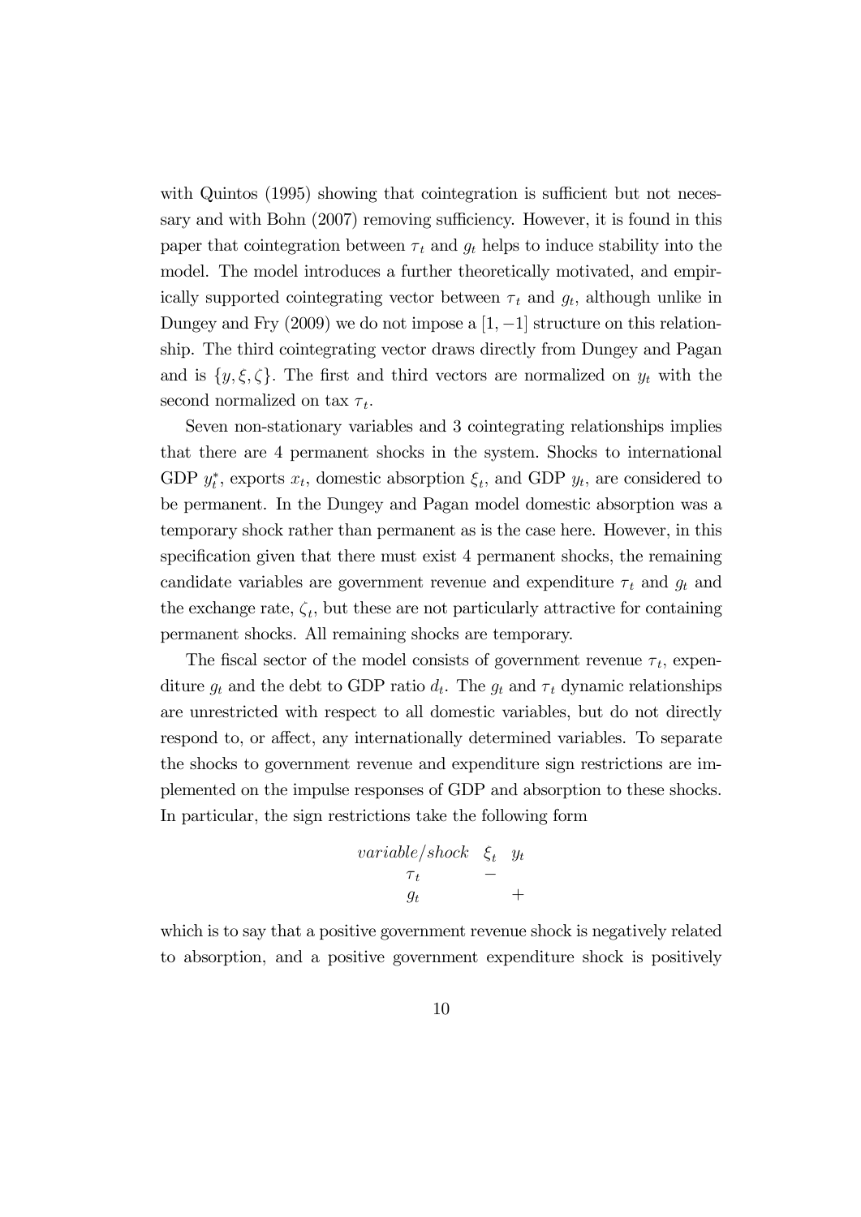with Quintos (1995) showing that cointegration is sufficient but not necessary and with Bohn (2007) removing sufficiency. However, it is found in this paper that cointegration between $\tau_t$ and $g_t$ helps to induce stability into the model. The model introduces a further theoretically motivated, and empirically supported cointegrating vector between $\tau_t$ and $g_t$, although unlike in Dungey and Fry (2009) we do not impose a $[1, -1]$ structure on this relationship. The third cointegrating vector draws directly from Dungey and Pagan and is $\{y, \xi, \zeta\}$. The first and third vectors are normalized on $y_t$ with the second normalized on tax $\tau_t$.

Seven non-stationary variables and 3 cointegrating relationships implies that there are 4 permanent shocks in the system. Shocks to international GDP $y_t^*$, exports $x_t$, domestic absorption $\xi_t$, and GDP $y_t$, are considered to be permanent. In the Dungey and Pagan model domestic absorption was a temporary shock rather than permanent as is the case here. However, in this specification given that there must exist 4 permanent shocks, the remaining candidate variables are government revenue and expenditure $\tau_t$ and $g_t$ and the exchange rate, $\zeta_t$, but these are not particularly attractive for containing permanent shocks. All remaining shocks are temporary.

The fiscal sector of the model consists of government revenue $\tau_t$, expenditure $g_t$ and the debt to GDP ratio $d_t$. The $g_t$ and $\tau_t$ dynamic relationships are unrestricted with respect to all domestic variables, but do not directly respond to, or affect, any internationally determined variables. To separate the shocks to government revenue and expenditure sign restrictions are implemented on the impulse responses of GDP and absorption to these shocks. In particular, the sign restrictions take the following form

| *variable/shock* | $\xi_t$ | $y_t$ |
|---|---|---|
| $\tau_t$ | $-$ | |
| $g_t$ | | $+$ |

which is to say that a positive government revenue shock is negatively related to absorption, and a positive government expenditure shock is positively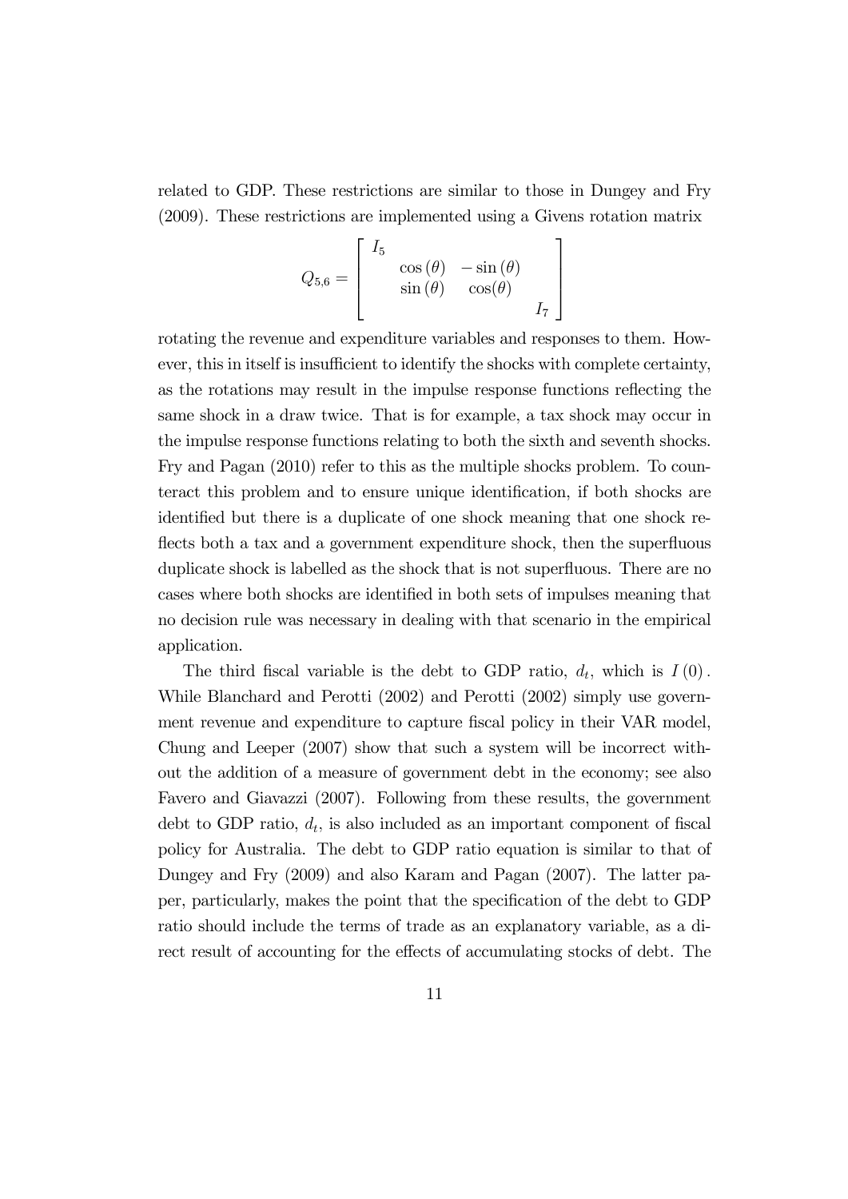related to GDP. These restrictions are similar to those in Dungey and Fry (2009). These restrictions are implemented using a Givens rotation matrix

$$
Q_{5,6} = \begin{bmatrix} I_5 & & & \\ & \cos(\theta) & -\sin(\theta) & \\ & \sin(\theta) & \cos(\theta) & \\ & & & I_7 \end{bmatrix}
$$

rotating the revenue and expenditure variables and responses to them. However, this in itself is insufficient to identify the shocks with complete certainty, as the rotations may result in the impulse response functions reflecting the same shock in a draw twice. That is for example, a tax shock may occur in the impulse response functions relating to both the sixth and seventh shocks. Fry and Pagan (2010) refer to this as the multiple shocks problem. To counteract this problem and to ensure unique identification, if both shocks are identified but there is a duplicate of one shock meaning that one shock reflects both a tax and a government expenditure shock, then the superfluous duplicate shock is labelled as the shock that is not superfluous. There are no cases where both shocks are identified in both sets of impulses meaning that no decision rule was necessary in dealing with that scenario in the empirical application.

The third fiscal variable is the debt to GDP ratio, $d_t$, which is $I(0)$. While Blanchard and Perotti (2002) and Perotti (2002) simply use government revenue and expenditure to capture fiscal policy in their VAR model, Chung and Leeper (2007) show that such a system will be incorrect without the addition of a measure of government debt in the economy; see also Favero and Giavazzi (2007). Following from these results, the government debt to GDP ratio, $d_t$, is also included as an important component of fiscal policy for Australia. The debt to GDP ratio equation is similar to that of Dungey and Fry (2009) and also Karam and Pagan (2007). The latter paper, particularly, makes the point that the specification of the debt to GDP ratio should include the terms of trade as an explanatory variable, as a direct result of accounting for the effects of accumulating stocks of debt. The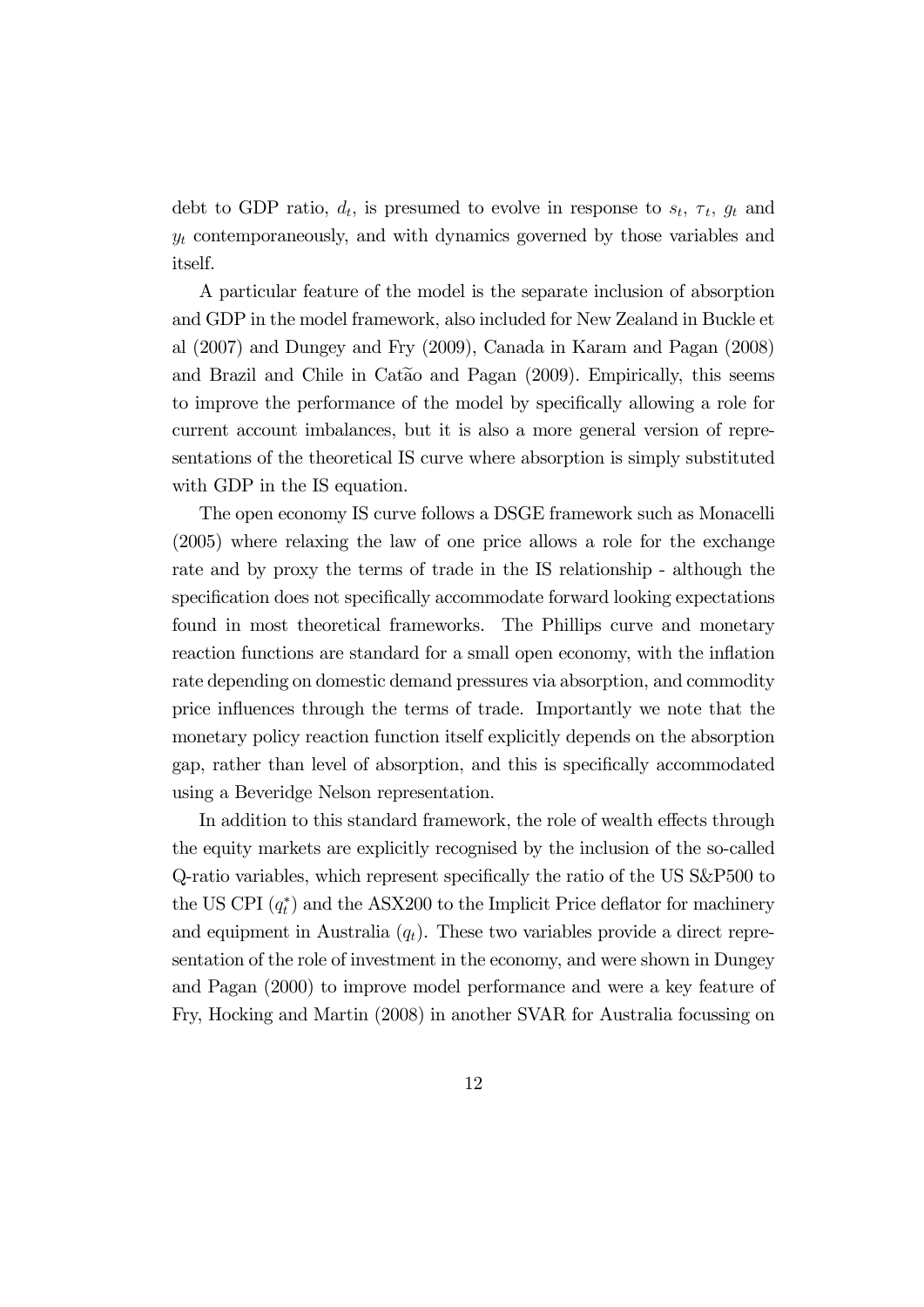debt to GDP ratio, $d_t$, is presumed to evolve in response to $s_t$, $\tau_t$, $g_t$ and $y_t$ contemporaneously, and with dynamics governed by those variables and itself.

A particular feature of the model is the separate inclusion of absorption and GDP in the model framework, also included for New Zealand in Buckle et al (2007) and Dungey and Fry (2009), Canada in Karam and Pagan (2008) and Brazil and Chile in Catão and Pagan (2009). Empirically, this seems to improve the performance of the model by specifically allowing a role for current account imbalances, but it is also a more general version of representations of the theoretical IS curve where absorption is simply substituted with GDP in the IS equation.

The open economy IS curve follows a DSGE framework such as Monacelli (2005) where relaxing the law of one price allows a role for the exchange rate and by proxy the terms of trade in the IS relationship - although the specification does not specifically accommodate forward looking expectations found in most theoretical frameworks. The Phillips curve and monetary reaction functions are standard for a small open economy, with the inflation rate depending on domestic demand pressures via absorption, and commodity price influences through the terms of trade. Importantly we note that the monetary policy reaction function itself explicitly depends on the absorption gap, rather than level of absorption, and this is specifically accommodated using a Beveridge Nelson representation.

In addition to this standard framework, the role of wealth effects through the equity markets are explicitly recognised by the inclusion of the so-called Q-ratio variables, which represent specifically the ratio of the US S&P500 to the US CPI ($q_t^*$) and the ASX200 to the Implicit Price deflator for machinery and equipment in Australia ($q_t$). These two variables provide a direct representation of the role of investment in the economy, and were shown in Dungey and Pagan (2000) to improve model performance and were a key feature of Fry, Hocking and Martin (2008) in another SVAR for Australia focussing on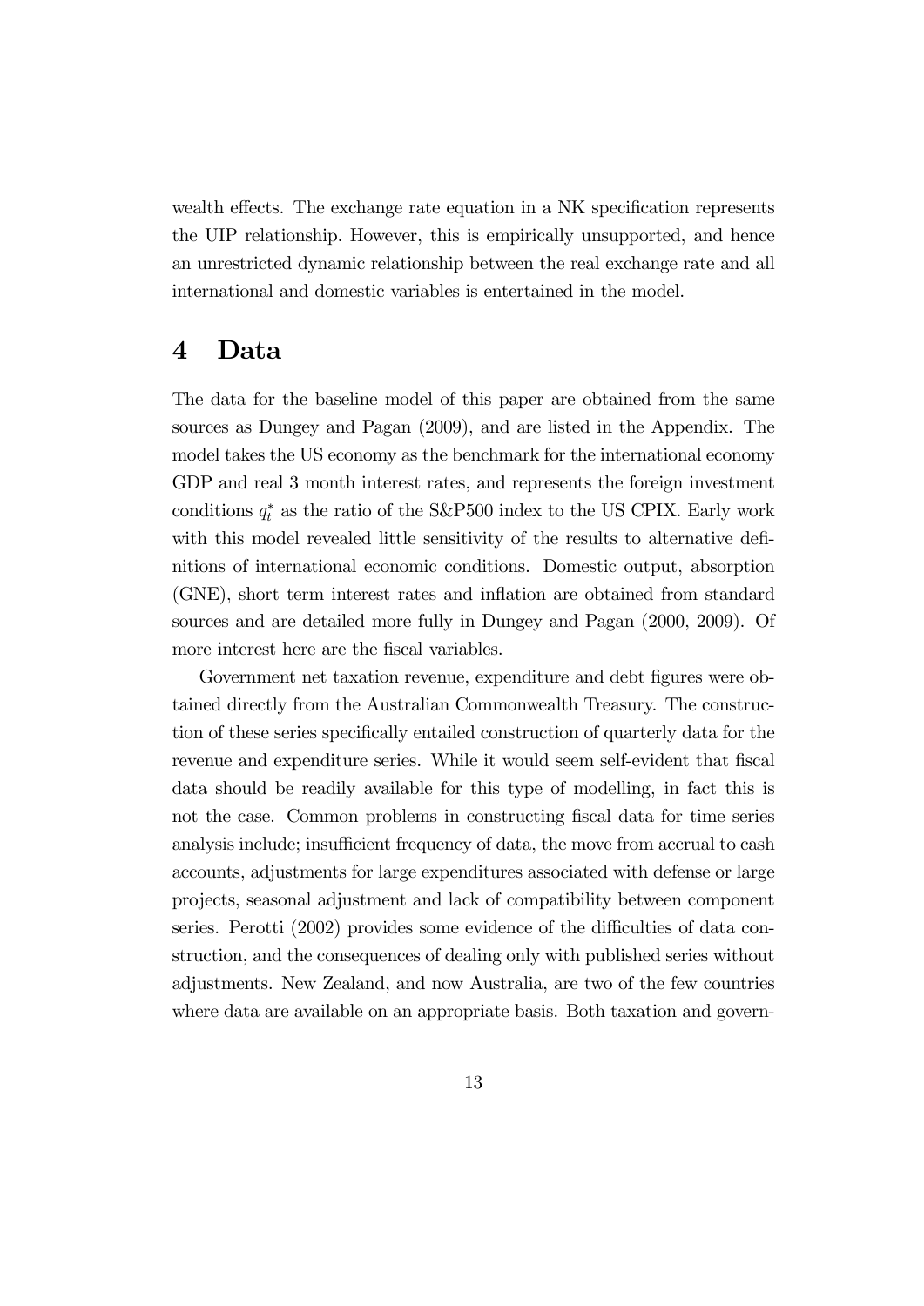wealth effects. The exchange rate equation in a NK specification represents the UIP relationship. However, this is empirically unsupported, and hence an unrestricted dynamic relationship between the real exchange rate and all international and domestic variables is entertained in the model.

# 4 Data

The data for the baseline model of this paper are obtained from the same sources as Dungey and Pagan (2009), and are listed in the Appendix. The model takes the US economy as the benchmark for the international economy GDP and real 3 month interest rates, and represents the foreign investment conditions $q_t^*$ as the ratio of the S&P500 index to the US CPIX. Early work with this model revealed little sensitivity of the results to alternative definitions of international economic conditions. Domestic output, absorption (GNE), short term interest rates and inflation are obtained from standard sources and are detailed more fully in Dungey and Pagan (2000, 2009). Of more interest here are the fiscal variables.

Government net taxation revenue, expenditure and debt figures were obtained directly from the Australian Commonwealth Treasury. The construction of these series specifically entailed construction of quarterly data for the revenue and expenditure series. While it would seem self-evident that fiscal data should be readily available for this type of modelling, in fact this is not the case. Common problems in constructing fiscal data for time series analysis include; insufficient frequency of data, the move from accrual to cash accounts, adjustments for large expenditures associated with defense or large projects, seasonal adjustment and lack of compatibility between component series. Perotti (2002) provides some evidence of the difficulties of data construction, and the consequences of dealing only with published series without adjustments. New Zealand, and now Australia, are two of the few countries where data are available on an appropriate basis. Both taxation and govern-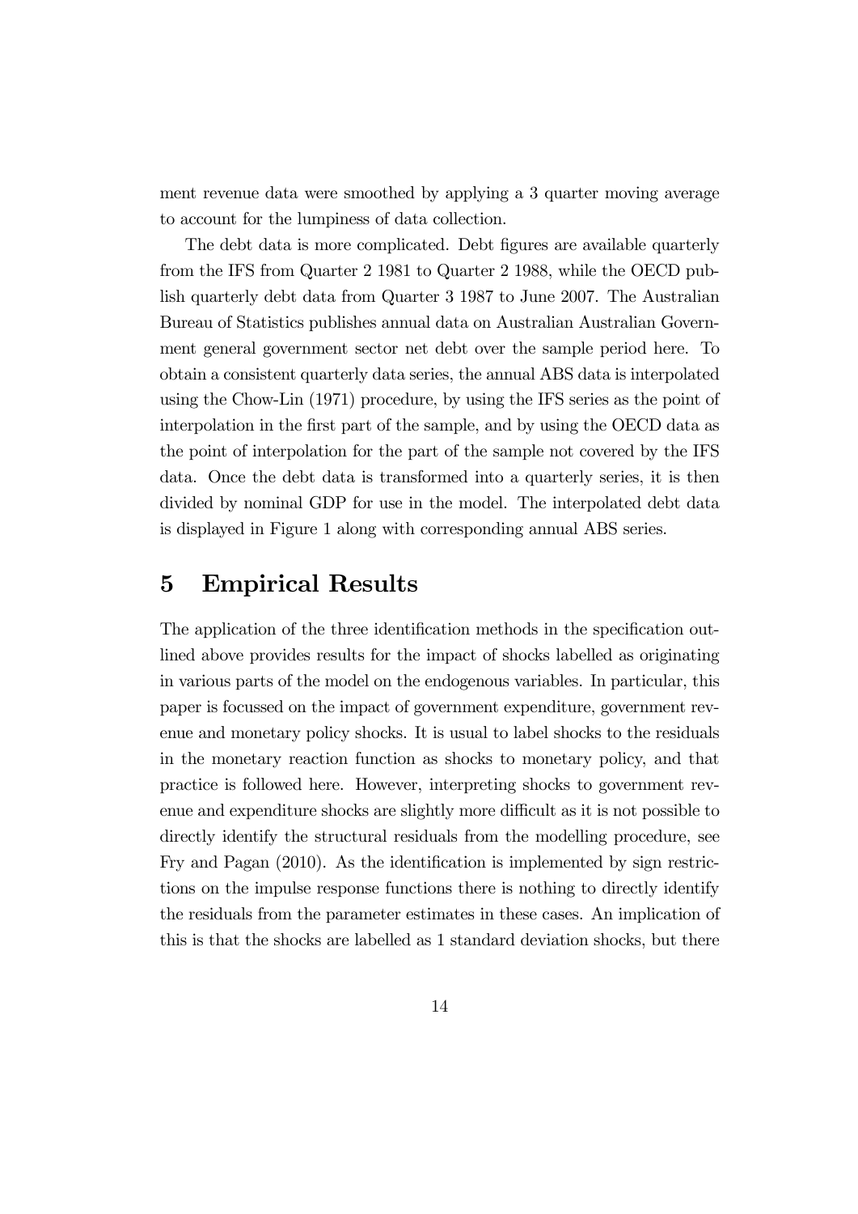ment revenue data were smoothed by applying a 3 quarter moving average to account for the lumpiness of data collection.

The debt data is more complicated. Debt figures are available quarterly from the IFS from Quarter 2 1981 to Quarter 2 1988, while the OECD publish quarterly debt data from Quarter 3 1987 to June 2007. The Australian Bureau of Statistics publishes annual data on Australian Australian Government general government sector net debt over the sample period here. To obtain a consistent quarterly data series, the annual ABS data is interpolated using the Chow-Lin (1971) procedure, by using the IFS series as the point of interpolation in the first part of the sample, and by using the OECD data as the point of interpolation for the part of the sample not covered by the IFS data. Once the debt data is transformed into a quarterly series, it is then divided by nominal GDP for use in the model. The interpolated debt data is displayed in Figure 1 along with corresponding annual ABS series.

# 5 Empirical Results

The application of the three identification methods in the specification outlined above provides results for the impact of shocks labelled as originating in various parts of the model on the endogenous variables. In particular, this paper is focussed on the impact of government expenditure, government revenue and monetary policy shocks. It is usual to label shocks to the residuals in the monetary reaction function as shocks to monetary policy, and that practice is followed here. However, interpreting shocks to government revenue and expenditure shocks are slightly more difficult as it is not possible to directly identify the structural residuals from the modelling procedure, see Fry and Pagan (2010). As the identification is implemented by sign restrictions on the impulse response functions there is nothing to directly identify the residuals from the parameter estimates in these cases. An implication of this is that the shocks are labelled as 1 standard deviation shocks, but there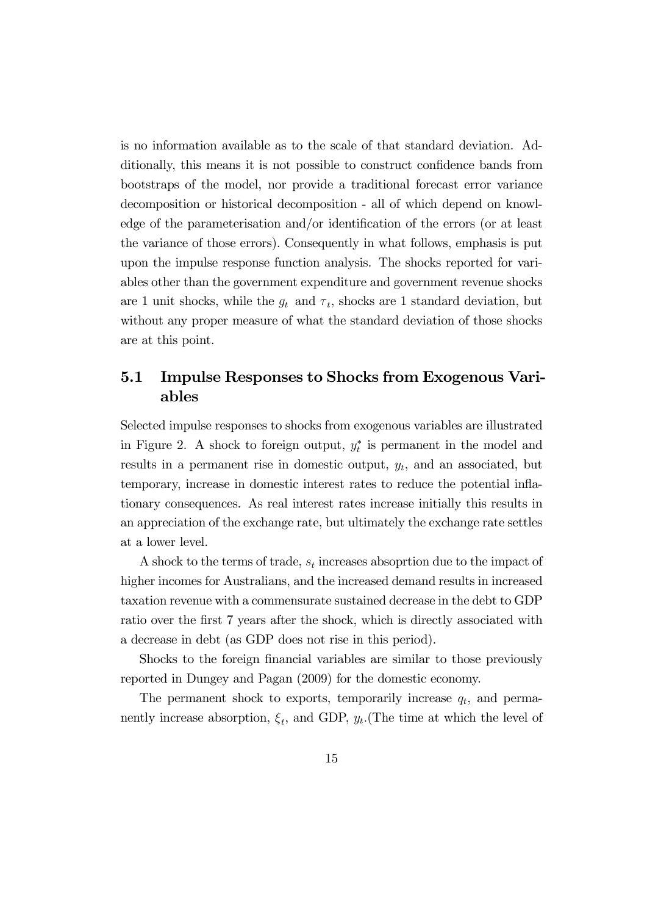is no information available as to the scale of that standard deviation. Additionally, this means it is not possible to construct confidence bands from bootstraps of the model, nor provide a traditional forecast error variance decomposition or historical decomposition - all of which depend on knowledge of the parameterisation and/or identification of the errors (or at least the variance of those errors). Consequently in what follows, emphasis is put upon the impulse response function analysis. The shocks reported for variables other than the government expenditure and government revenue shocks are 1 unit shocks, while the $g_t$ and $\tau_t$, shocks are 1 standard deviation, but without any proper measure of what the standard deviation of those shocks are at this point.

## 5.1 Impulse Responses to Shocks from Exogenous Variables

Selected impulse responses to shocks from exogenous variables are illustrated in Figure 2. A shock to foreign output, $y_t^*$ is permanent in the model and results in a permanent rise in domestic output, $y_t$, and an associated, but temporary, increase in domestic interest rates to reduce the potential inflationary consequences. As real interest rates increase initially this results in an appreciation of the exchange rate, but ultimately the exchange rate settles at a lower level.

A shock to the terms of trade, $s_t$ increases absoprtion due to the impact of higher incomes for Australians, and the increased demand results in increased taxation revenue with a commensurate sustained decrease in the debt to GDP ratio over the first 7 years after the shock, which is directly associated with a decrease in debt (as GDP does not rise in this period).

Shocks to the foreign financial variables are similar to those previously reported in Dungey and Pagan (2009) for the domestic economy.

The permanent shock to exports, temporarily increase $q_t$, and permanently increase absorption, $\xi_t$, and GDP, $y_t$.(The time at which the level of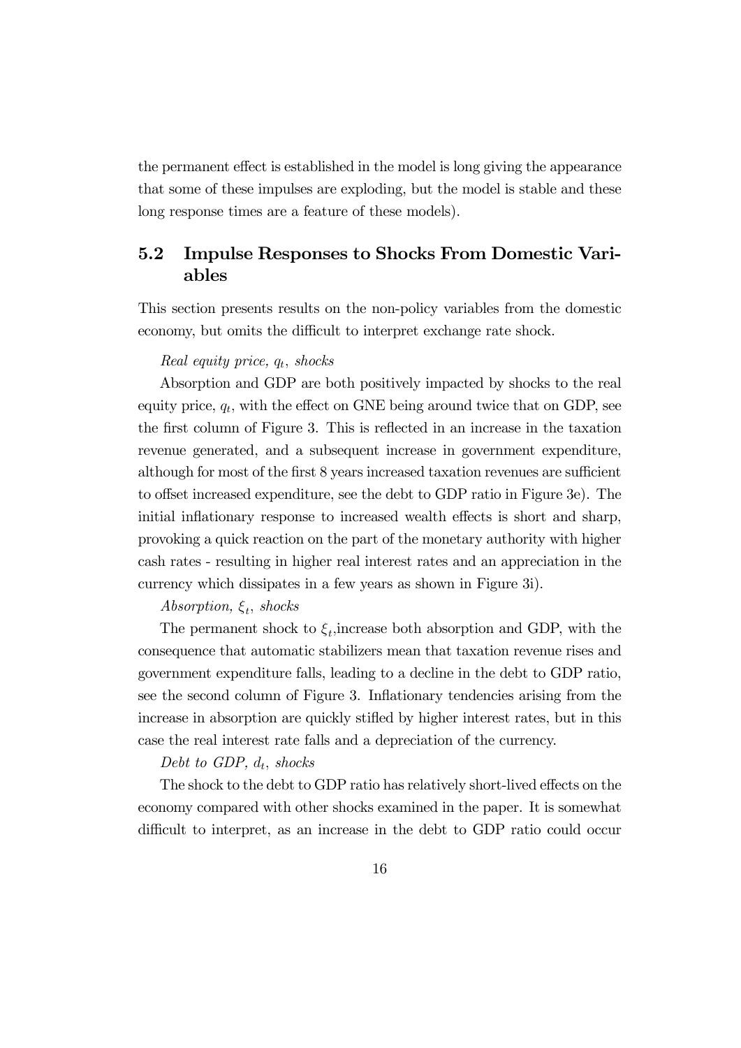the permanent effect is established in the model is long giving the appearance that some of these impulses are exploding, but the model is stable and these long response times are a feature of these models).

## 5.2 Impulse Responses to Shocks From Domestic Variables

This section presents results on the non-policy variables from the domestic economy, but omits the difficult to interpret exchange rate shock.

*Real equity price, $q_t$, shocks*

Absorption and GDP are both positively impacted by shocks to the real equity price, $q_t$, with the effect on GNE being around twice that on GDP, see the first column of Figure 3. This is reflected in an increase in the taxation revenue generated, and a subsequent increase in government expenditure, although for most of the first 8 years increased taxation revenues are sufficient to offset increased expenditure, see the debt to GDP ratio in Figure 3e). The initial inflationary response to increased wealth effects is short and sharp, provoking a quick reaction on the part of the monetary authority with higher cash rates - resulting in higher real interest rates and an appreciation in the currency which dissipates in a few years as shown in Figure 3i).

*Absorption, $\xi_t$, shocks*

The permanent shock to $\xi_t$,increase both absorption and GDP, with the consequence that automatic stabilizers mean that taxation revenue rises and government expenditure falls, leading to a decline in the debt to GDP ratio, see the second column of Figure 3. Inflationary tendencies arising from the increase in absorption are quickly stifled by higher interest rates, but in this case the real interest rate falls and a depreciation of the currency.

*Debt to GDP, $d_t$, shocks*

The shock to the debt to GDP ratio has relatively short-lived effects on the economy compared with other shocks examined in the paper. It is somewhat difficult to interpret, as an increase in the debt to GDP ratio could occur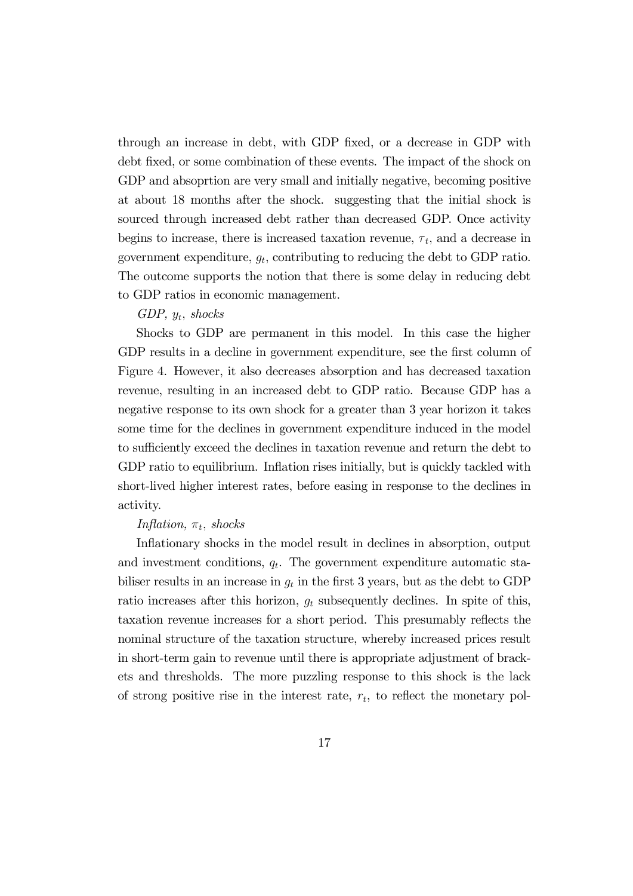through an increase in debt, with GDP fixed, or a decrease in GDP with debt fixed, or some combination of these events. The impact of the shock on GDP and absoprtion are very small and initially negative, becoming positive at about 18 months after the shock. suggesting that the initial shock is sourced through increased debt rather than decreased GDP. Once activity begins to increase, there is increased taxation revenue, $\tau_t$, and a decrease in government expenditure, $g_t$, contributing to reducing the debt to GDP ratio. The outcome supports the notion that there is some delay in reducing debt to GDP ratios in economic management.

*GDP, $y_t$, shocks*

Shocks to GDP are permanent in this model. In this case the higher GDP results in a decline in government expenditure, see the first column of Figure 4. However, it also decreases absorption and has decreased taxation revenue, resulting in an increased debt to GDP ratio. Because GDP has a negative response to its own shock for a greater than 3 year horizon it takes some time for the declines in government expenditure induced in the model to sufficiently exceed the declines in taxation revenue and return the debt to GDP ratio to equilibrium. Inflation rises initially, but is quickly tackled with short-lived higher interest rates, before easing in response to the declines in activity.

*Inflation, $\pi_t$, shocks*

Inflationary shocks in the model result in declines in absorption, output and investment conditions, $q_t$. The government expenditure automatic stabiliser results in an increase in $g_t$ in the first 3 years, but as the debt to GDP ratio increases after this horizon, $g_t$ subsequently declines. In spite of this, taxation revenue increases for a short period. This presumably reflects the nominal structure of the taxation structure, whereby increased prices result in short-term gain to revenue until there is appropriate adjustment of brackets and thresholds. The more puzzling response to this shock is the lack of strong positive rise in the interest rate, $r_t$, to reflect the monetary pol-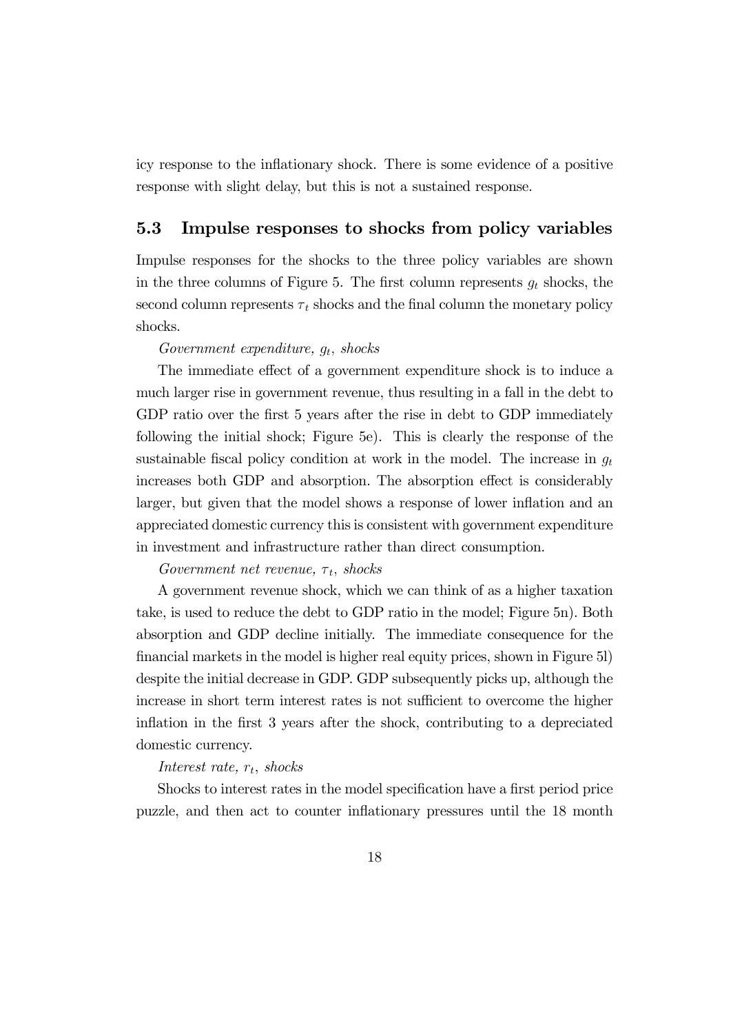icy response to the inflationary shock. There is some evidence of a positive response with slight delay, but this is not a sustained response.

### 5.3 Impulse responses to shocks from policy variables

Impulse responses for the shocks to the three policy variables are shown in the three columns of Figure 5. The first column represents $g_t$ shocks, the second column represents $\tau_t$ shocks and the final column the monetary policy shocks.

*Government expenditure, $g_t$, shocks*

The immediate effect of a government expenditure shock is to induce a much larger rise in government revenue, thus resulting in a fall in the debt to GDP ratio over the first 5 years after the rise in debt to GDP immediately following the initial shock; Figure 5e). This is clearly the response of the sustainable fiscal policy condition at work in the model. The increase in $g_t$ increases both GDP and absorption. The absorption effect is considerably larger, but given that the model shows a response of lower inflation and an appreciated domestic currency this is consistent with government expenditure in investment and infrastructure rather than direct consumption.

*Government net revenue, $\tau_t$, shocks*

A government revenue shock, which we can think of as a higher taxation take, is used to reduce the debt to GDP ratio in the model; Figure 5n). Both absorption and GDP decline initially. The immediate consequence for the financial markets in the model is higher real equity prices, shown in Figure 5l) despite the initial decrease in GDP. GDP subsequently picks up, although the increase in short term interest rates is not sufficient to overcome the higher inflation in the first 3 years after the shock, contributing to a depreciated domestic currency.

*Interest rate, $r_t$, shocks*

Shocks to interest rates in the model specification have a first period price puzzle, and then act to counter inflationary pressures until the 18 month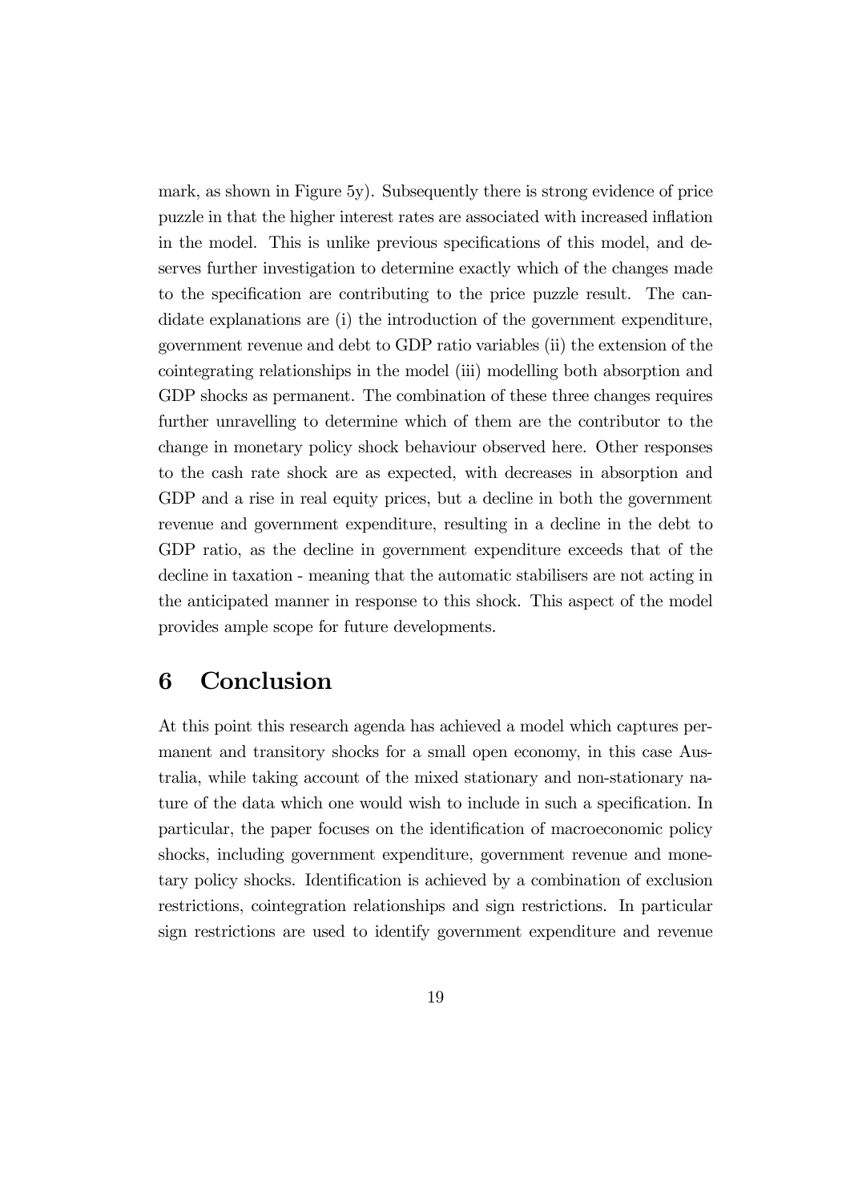mark, as shown in Figure 5y). Subsequently there is strong evidence of price puzzle in that the higher interest rates are associated with increased inflation in the model. This is unlike previous specifications of this model, and deserves further investigation to determine exactly which of the changes made to the specification are contributing to the price puzzle result. The candidate explanations are (i) the introduction of the government expenditure, government revenue and debt to GDP ratio variables (ii) the extension of the cointegrating relationships in the model (iii) modelling both absorption and GDP shocks as permanent. The combination of these three changes requires further unravelling to determine which of them are the contributor to the change in monetary policy shock behaviour observed here. Other responses to the cash rate shock are as expected, with decreases in absorption and GDP and a rise in real equity prices, but a decline in both the government revenue and government expenditure, resulting in a decline in the debt to GDP ratio, as the decline in government expenditure exceeds that of the decline in taxation - meaning that the automatic stabilisers are not acting in the anticipated manner in response to this shock. This aspect of the model provides ample scope for future developments.

# 6 Conclusion

At this point this research agenda has achieved a model which captures permanent and transitory shocks for a small open economy, in this case Australia, while taking account of the mixed stationary and non-stationary nature of the data which one would wish to include in such a specification. In particular, the paper focuses on the identification of macroeconomic policy shocks, including government expenditure, government revenue and monetary policy shocks. Identification is achieved by a combination of exclusion restrictions, cointegration relationships and sign restrictions. In particular sign restrictions are used to identify government expenditure and revenue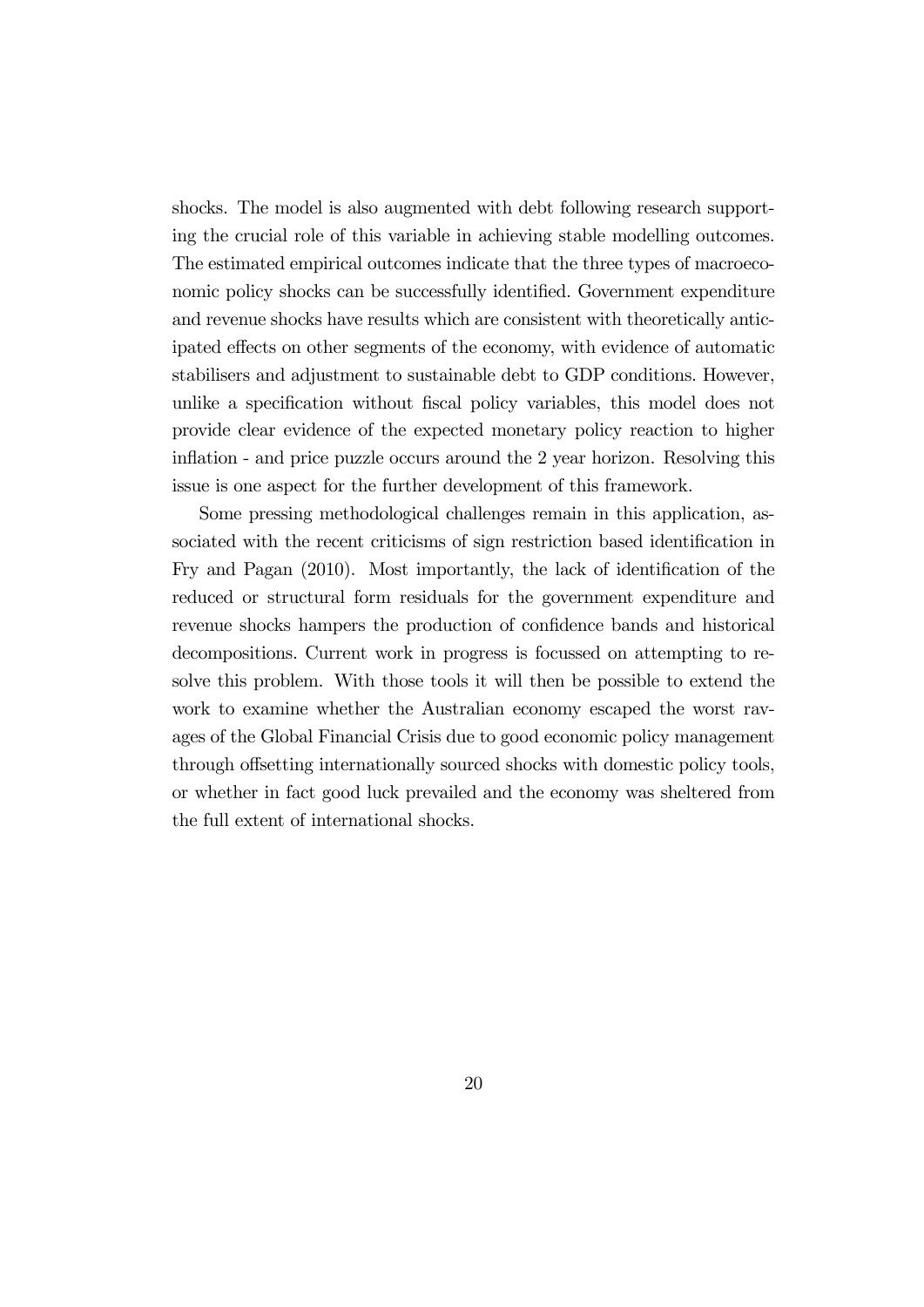shocks. The model is also augmented with debt following research supporting the crucial role of this variable in achieving stable modelling outcomes. The estimated empirical outcomes indicate that the three types of macroeconomic policy shocks can be successfully identified. Government expenditure and revenue shocks have results which are consistent with theoretically anticipated effects on other segments of the economy, with evidence of automatic stabilisers and adjustment to sustainable debt to GDP conditions. However, unlike a specification without fiscal policy variables, this model does not provide clear evidence of the expected monetary policy reaction to higher inflation - and price puzzle occurs around the 2 year horizon. Resolving this issue is one aspect for the further development of this framework.

Some pressing methodological challenges remain in this application, associated with the recent criticisms of sign restriction based identification in Fry and Pagan (2010). Most importantly, the lack of identification of the reduced or structural form residuals for the government expenditure and revenue shocks hampers the production of confidence bands and historical decompositions. Current work in progress is focussed on attempting to resolve this problem. With those tools it will then be possible to extend the work to examine whether the Australian economy escaped the worst ravages of the Global Financial Crisis due to good economic policy management through offsetting internationally sourced shocks with domestic policy tools, or whether in fact good luck prevailed and the economy was sheltered from the full extent of international shocks.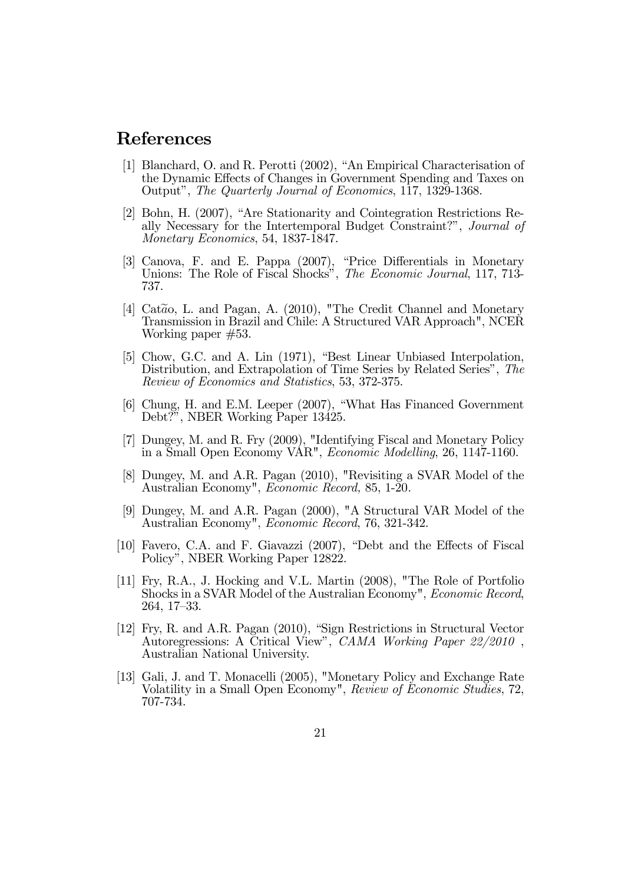# References

[1] Blanchard, O. and R. Perotti (2002), "An Empirical Characterisation of the Dynamic Effects of Changes in Government Spending and Taxes on Output", *The Quarterly Journal of Economics*, 117, 1329-1368.

[2] Bohn, H. (2007), "Are Stationarity and Cointegration Restrictions Really Necessary for the Intertemporal Budget Constraint?", *Journal of Monetary Economics*, 54, 1837-1847.

[3] Canova, F. and E. Pappa (2007), "Price Differentials in Monetary Unions: The Role of Fiscal Shocks", *The Economic Journal*, 117, 713-737.

[4] Catão, L. and Pagan, A. (2010), "The Credit Channel and Monetary Transmission in Brazil and Chile: A Structured VAR Approach", NCER Working paper #53.

[5] Chow, G.C. and A. Lin (1971), "Best Linear Unbiased Interpolation, Distribution, and Extrapolation of Time Series by Related Series", *The Review of Economics and Statistics*, 53, 372-375.

[6] Chung, H. and E.M. Leeper (2007), "What Has Financed Government Debt?", NBER Working Paper 13425.

[7] Dungey, M. and R. Fry (2009), "Identifying Fiscal and Monetary Policy in a Small Open Economy VAR", *Economic Modelling*, 26, 1147-1160.

[8] Dungey, M. and A.R. Pagan (2010), "Revisiting a SVAR Model of the Australian Economy", *Economic Record,* 85, 1-20.

[9] Dungey, M. and A.R. Pagan (2000), "A Structural VAR Model of the Australian Economy", *Economic Record*, 76, 321-342.

[10] Favero, C.A. and F. Giavazzi (2007), "Debt and the Effects of Fiscal Policy", NBER Working Paper 12822.

[11] Fry, R.A., J. Hocking and V.L. Martin (2008), "The Role of Portfolio Shocks in a SVAR Model of the Australian Economy", *Economic Record*, 264, 17–33.

[12] Fry, R. and A.R. Pagan (2010), "Sign Restrictions in Structural Vector Autoregressions: A Critical View", *CAMA Working Paper 22/2010* , Australian National University.

[13] Gali, J. and T. Monacelli (2005), "Monetary Policy and Exchange Rate Volatility in a Small Open Economy", *Review of Economic Studies*, 72, 707-734.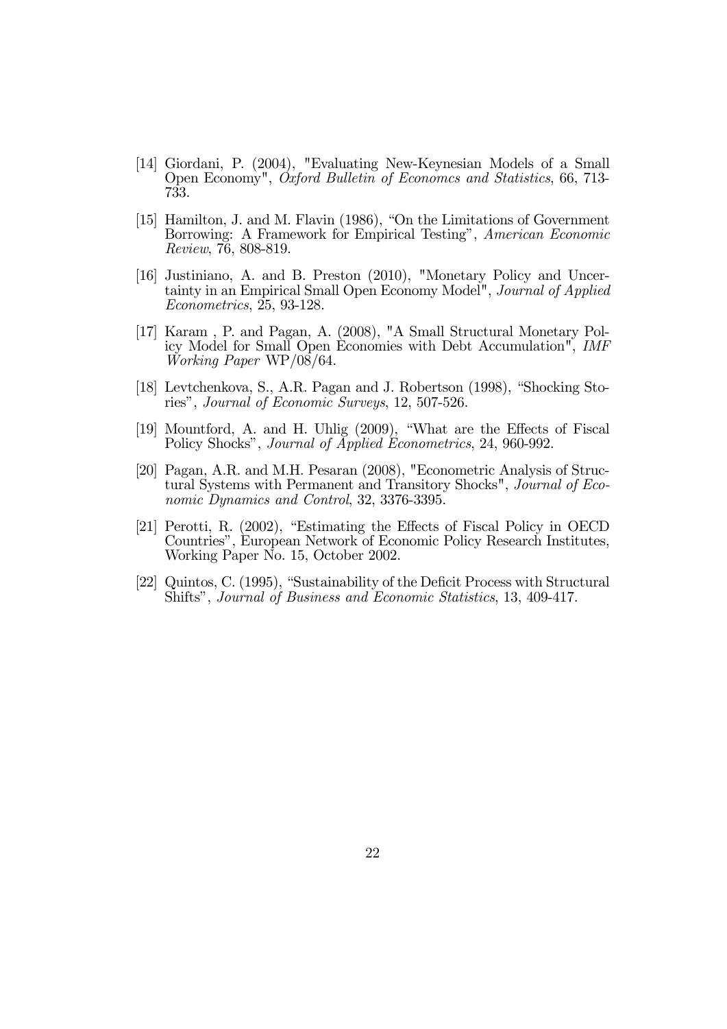[14] Giordani, P. (2004), "Evaluating New-Keynesian Models of a Small Open Economy", *Oxford Bulletin of Economcs and Statistics*, 66, 713-733.

[15] Hamilton, J. and M. Flavin (1986), "On the Limitations of Government Borrowing: A Framework for Empirical Testing", *American Economic Review*, 76, 808-819.

[16] Justiniano, A. and B. Preston (2010), "Monetary Policy and Uncertainty in an Empirical Small Open Economy Model", *Journal of Applied Econometrics*, 25, 93-128.

[17] Karam , P. and Pagan, A. (2008), "A Small Structural Monetary Policy Model for Small Open Economies with Debt Accumulation", *IMF Working Paper* WP/08/64.

[18] Levtchenkova, S., A.R. Pagan and J. Robertson (1998), "Shocking Stories", *Journal of Economic Surveys*, 12, 507-526.

[19] Mountford, A. and H. Uhlig (2009), "What are the Effects of Fiscal Policy Shocks", *Journal of Applied Econometrics*, 24, 960-992.

[20] Pagan, A.R. and M.H. Pesaran (2008), "Econometric Analysis of Structural Systems with Permanent and Transitory Shocks", *Journal of Economic Dynamics and Control*, 32, 3376-3395.

[21] Perotti, R. (2002), "Estimating the Effects of Fiscal Policy in OECD Countries", European Network of Economic Policy Research Institutes, Working Paper No. 15, October 2002.

[22] Quintos, C. (1995), "Sustainability of the Deficit Process with Structural Shifts", *Journal of Business and Economic Statistics*, 13, 409-417.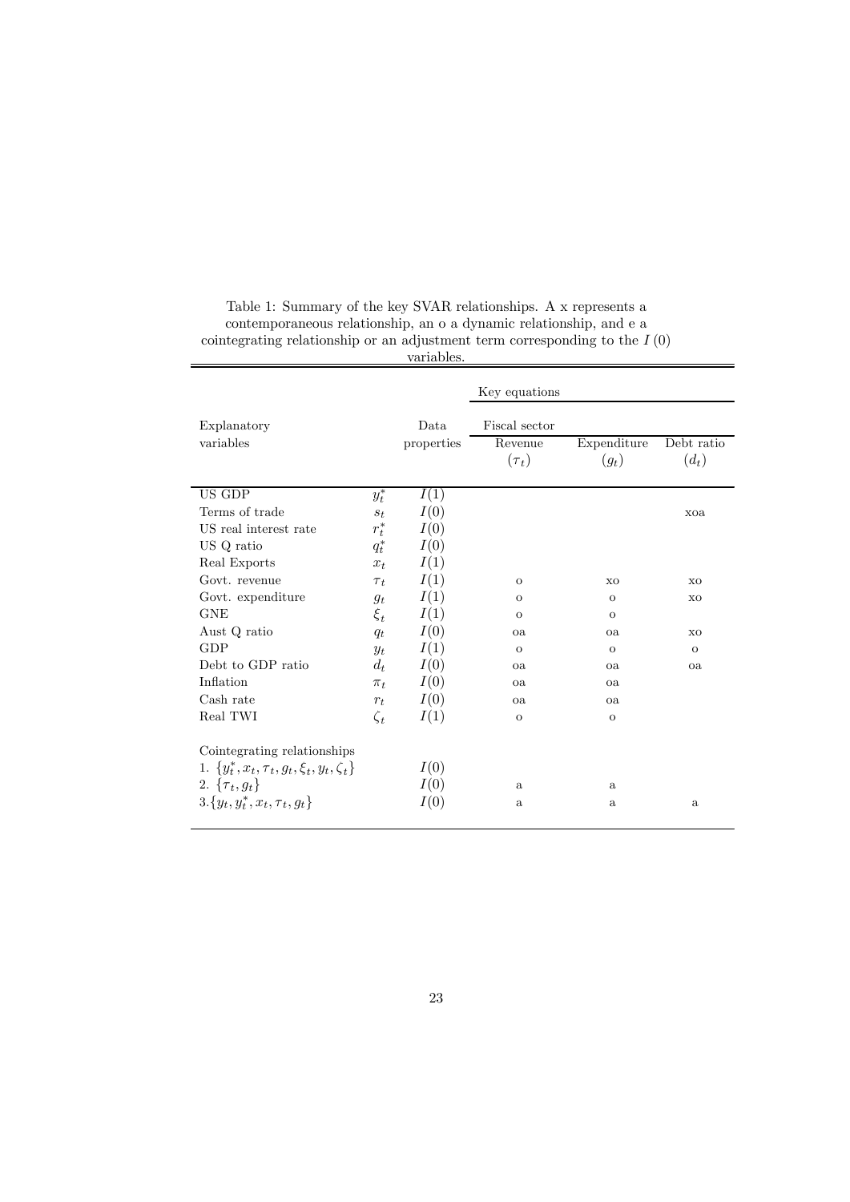Table 1: Summary of the key SVAR relationships. A x represents a contemporaneous relationship, an o a dynamic relationship, and e a cointegrating relationship or an adjustment term corresponding to the $I(0)$ variables.

| Explanatory variables | | Data properties | Key equations: Fiscal sector: Revenue ($\tau_t$) | Expenditure ($g_t$) | Debt ratio ($d_t$) |
|---|---|---|---|---|---|
| US GDP | $y_t^*$ | $I(1)$ | | | |
| Terms of trade | $s_t$ | $I(0)$ | | | xoa |
| US real interest rate | $r_t^*$ | $I(0)$ | | | |
| US Q ratio | $q_t^*$ | $I(0)$ | | | |
| Real Exports | $x_t$ | $I(1)$ | | | |
| Govt. revenue | $\tau_t$ | $I(1)$ | o | xo | xo |
| Govt. expenditure | $g_t$ | $I(1)$ | o | o | xo |
| GNE | $\xi_t$ | $I(1)$ | o | o | |
| Aust Q ratio | $q_t$ | $I(0)$ | oa | oa | xo |
| GDP | $y_t$ | $I(1)$ | o | o | o |
| Debt to GDP ratio | $d_t$ | $I(0)$ | oa | oa | oa |
| Inflation | $\pi_t$ | $I(0)$ | oa | oa | |
| Cash rate | $r_t$ | $I(0)$ | oa | oa | |
| Real TWI | $\zeta_t$ | $I(1)$ | o | o | |
| Cointegrating relationships | | | | | |
| 1. $\{y_t^*, x_t, \tau_t, g_t, \xi_t, y_t, \zeta_t\}$ | | $I(0)$ | | | |
| 2. $\{\tau_t, g_t\}$ | | $I(0)$ | a | a | |
| 3. $\{y_t, y_t^*, x_t, \tau_t, g_t\}$ | | $I(0)$ | a | a | a |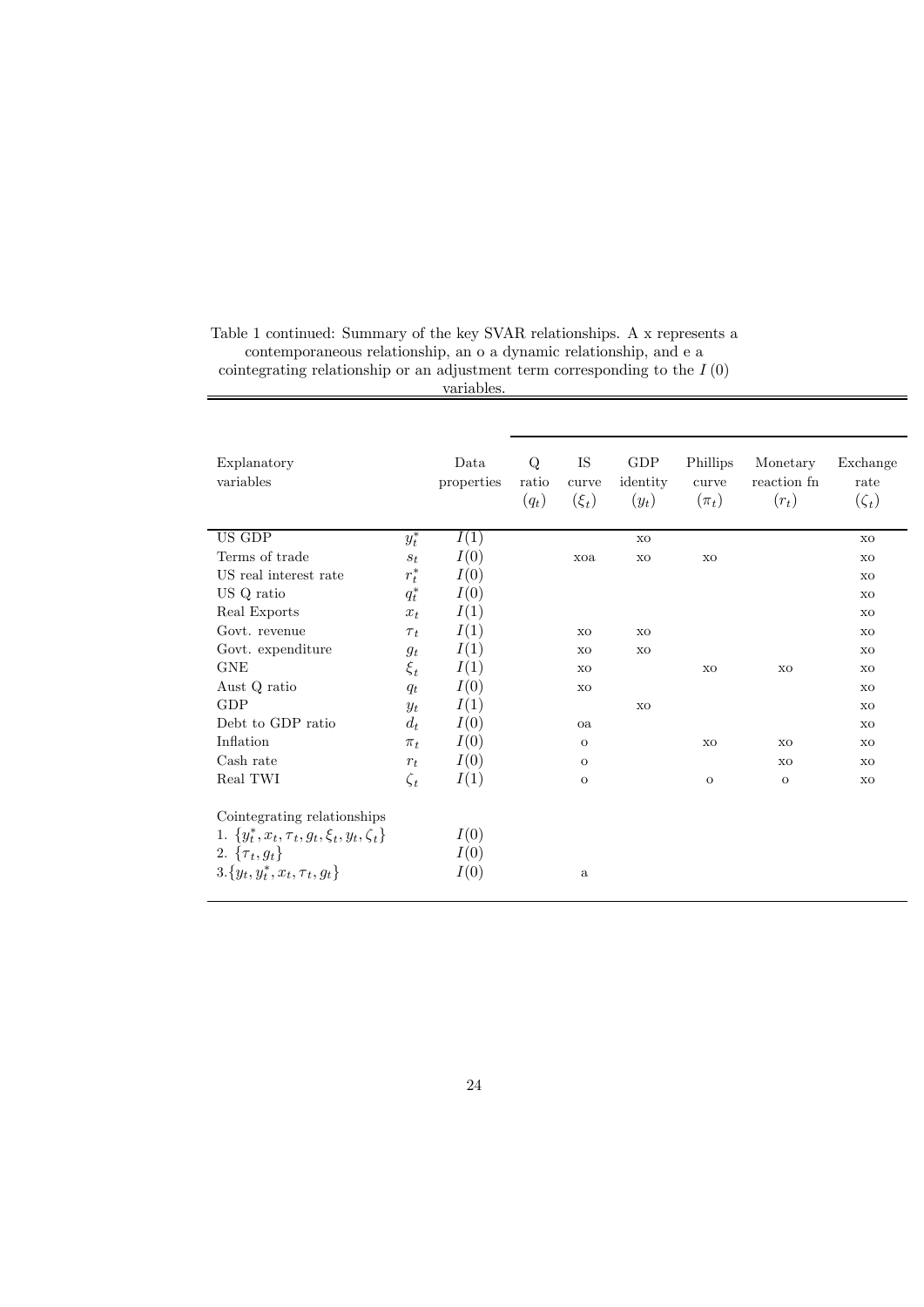Table 1 continued: Summary of the key SVAR relationships. A x represents a contemporaneous relationship, an o a dynamic relationship, and e a cointegrating relationship or an adjustment term corresponding to the $I(0)$ variables.

| Explanatory variables | | Data properties | Q ratio $(q_t)$ | IS curve $(\xi_t)$ | GDP identity $(y_t)$ | Phillips curve $(\pi_t)$ | Monetary reaction fn $(r_t)$ | Exchange rate $(\zeta_t)$ |
|---|---|---|---|---|---|---|---|---|
| US GDP | $y_t^*$ | $I(1)$ | | | xo | | | xo |
| Terms of trade | $s_t$ | $I(0)$ | | xoa | xo | xo | | xo |
| US real interest rate | $r_t^*$ | $I(0)$ | | | | | | xo |
| US Q ratio | $q_t^*$ | $I(0)$ | | | | | | xo |
| Real Exports | $x_t$ | $I(1)$ | | | | | | xo |
| Govt. revenue | $\tau_t$ | $I(1)$ | | xo | xo | | | xo |
| Govt. expenditure | $g_t$ | $I(1)$ | | xo | xo | | | xo |
| GNE | $\xi_t$ | $I(1)$ | | xo | | xo | xo | xo |
| Aust Q ratio | $q_t$ | $I(0)$ | | xo | | | | xo |
| GDP | $y_t$ | $I(1)$ | | | xo | | | xo |
| Debt to GDP ratio | $d_t$ | $I(0)$ | | oa | | | | xo |
| Inflation | $\pi_t$ | $I(0)$ | | o | | xo | xo | xo |
| Cash rate | $r_t$ | $I(0)$ | | o | | | xo | xo |
| Real TWI | $\zeta_t$ | $I(1)$ | | o | | o | o | xo |
| Cointegrating relationships | | | | | | | | |
| 1. $\{y_t^*, x_t, \tau_t, g_t, \xi_t, y_t, \zeta_t\}$ | | $I(0)$ | | | | | | |
| 2. $\{\tau_t, g_t\}$ | | $I(0)$ | | | | | | |
| 3. $\{y_t, y_t^*, x_t, \tau_t, g_t\}$ | | $I(0)$ | | a | | | | |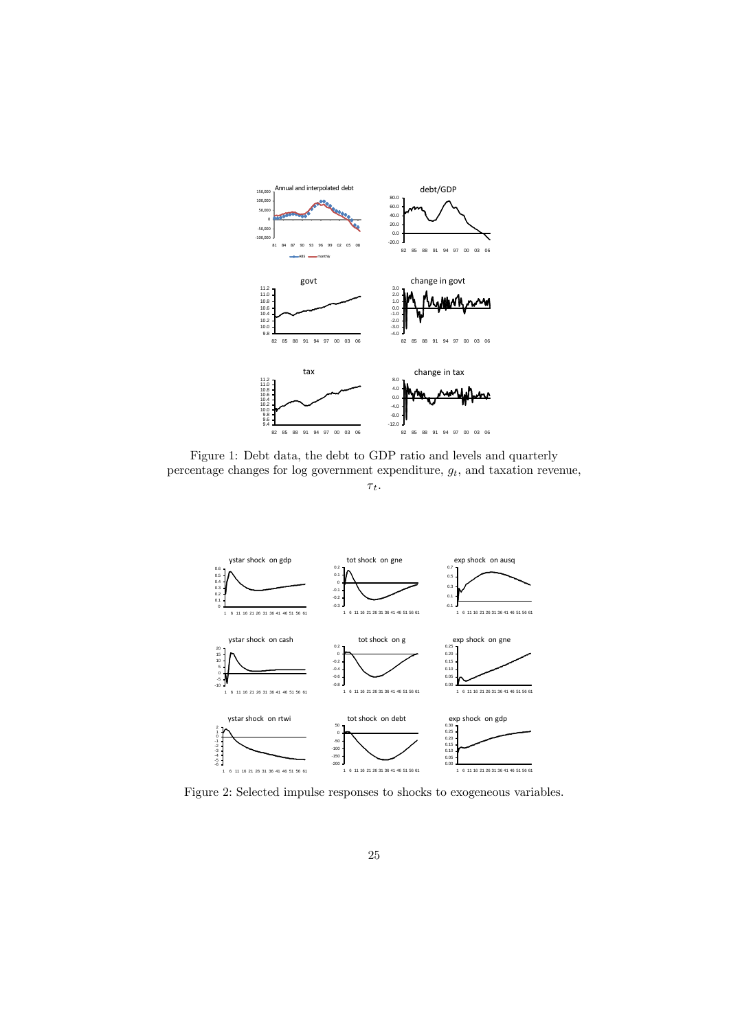Figure 1: Debt data, the debt to GDP ratio and levels and quarterly percentage changes for log government expenditure, $g_t$, and taxation revenue, $\tau_t$.

Figure 2: Selected impulse responses to shocks to exogeneous variables.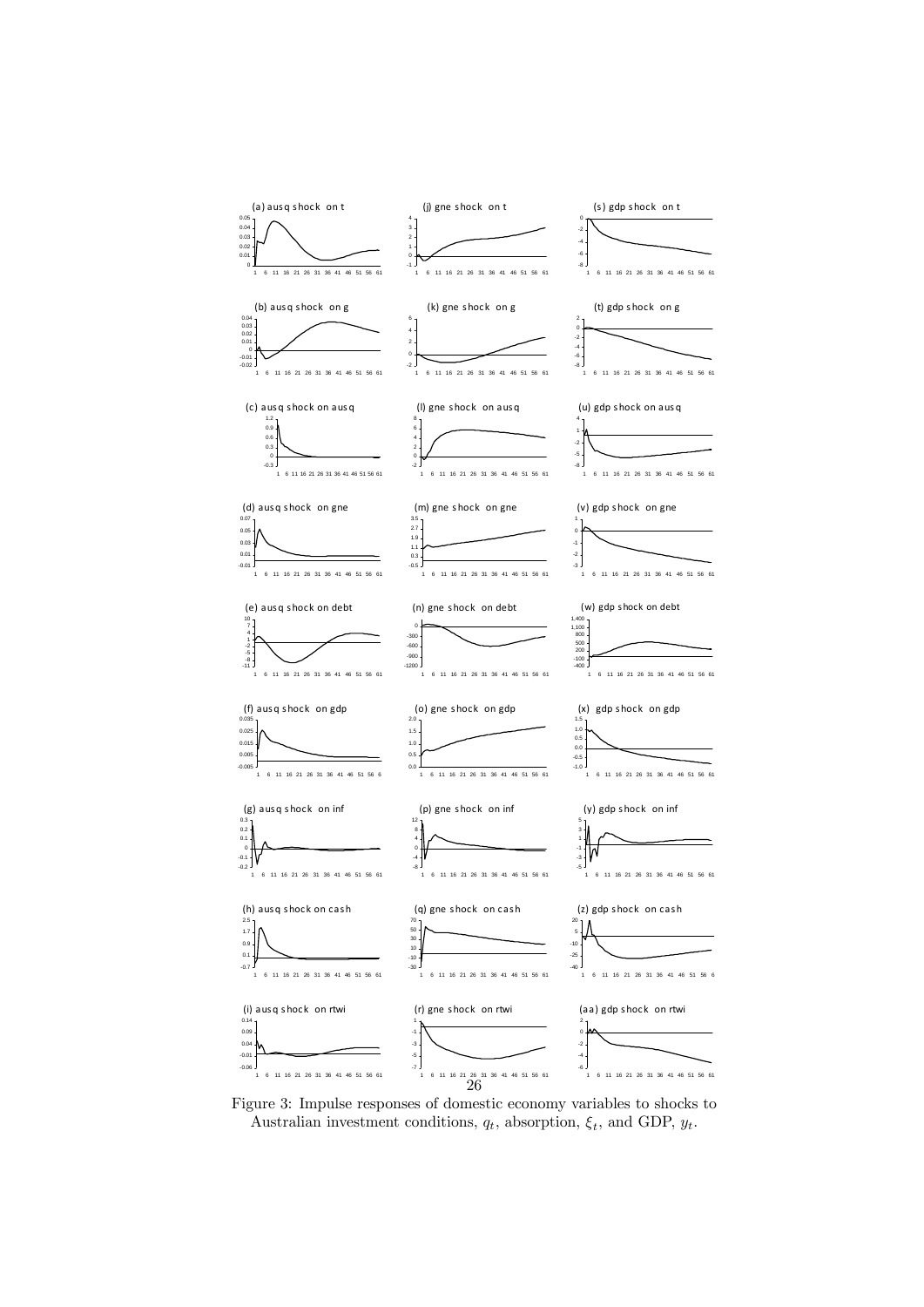Figure 3: Impulse responses of domestic economy variables to shocks to Australian investment conditions, $q_t$, absorption, $\xi_t$, and GDP, $y_t$.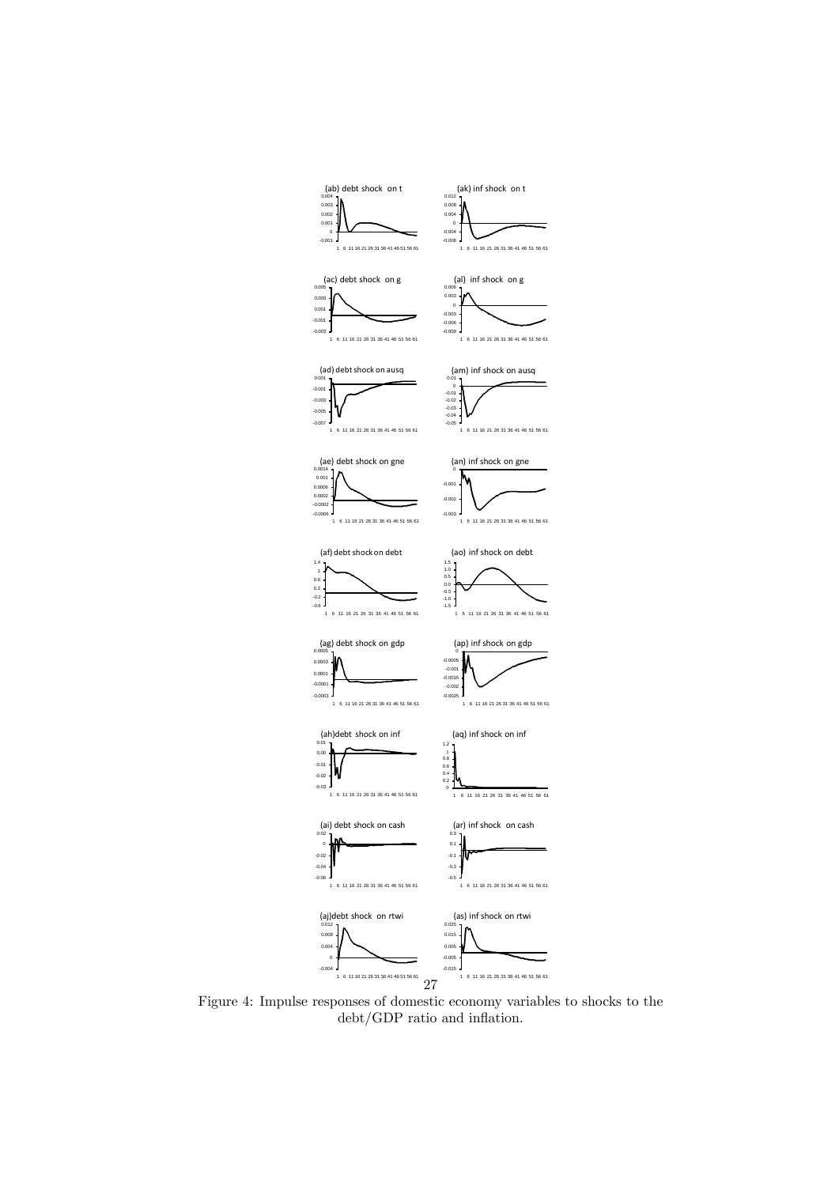Figure 4: Impulse responses of domestic economy variables to shocks to the debt/GDP ratio and inflation.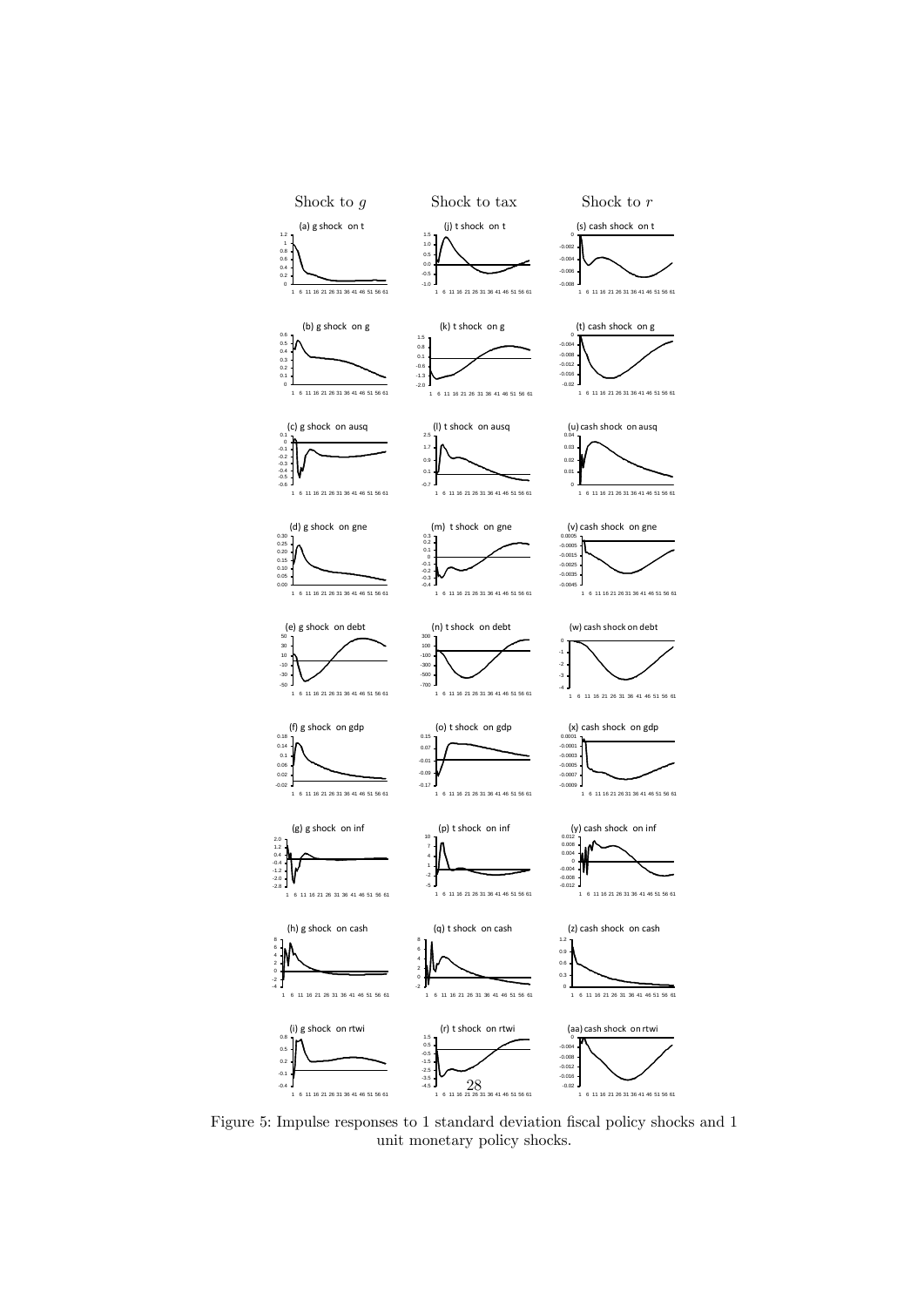Shock to $g$ | Shock to tax | Shock to $r$

Figure 5: Impulse responses to 1 standard deviation fiscal policy shocks and 1 unit monetary policy shocks.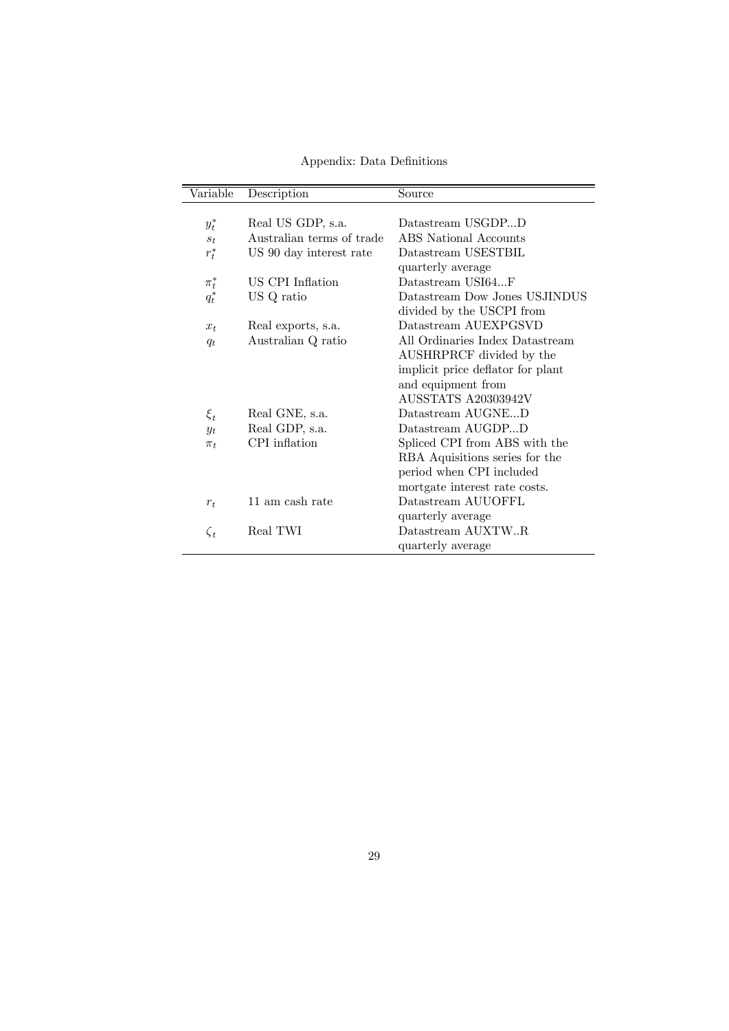Appendix: Data Definitions

| Variable | Description | Source |
|---|---|---|
| $y_t^*$ | Real US GDP, s.a. | Datastream USGDP...D |
| $s_t$ | Australian terms of trade | ABS National Accounts |
| $r_t^*$ | US 90 day interest rate | Datastream USESTBIL quarterly average |
| $\pi_t^*$ | US CPI Inflation | Datastream USI64...F |
| $q_t^*$ | US Q ratio | Datastream Dow Jones USJINDUS divided by the USCPI from |
| $x_t$ | Real exports, s.a. | Datastream AUEXPGSVD |
| $q_t$ | Australian Q ratio | All Ordinaries Index Datastream AUSHRPRCF divided by the implicit price deflator for plant and equipment from AUSSTATS A20303942V |
| $\xi_t$ | Real GNE, s.a. | Datastream AUGNE...D |
| $y_t$ | Real GDP, s.a. | Datastream AUGDP...D |
| $\pi_t$ | CPI inflation | Spliced CPI from ABS with the RBA Aquisitions series for the period when CPI included mortgate interest rate costs. |
| $r_t$ | 11 am cash rate | Datastream AUUOFFL quarterly average |
| $\zeta_t$ | Real TWI | Datastream AUXTW..R quarterly average |